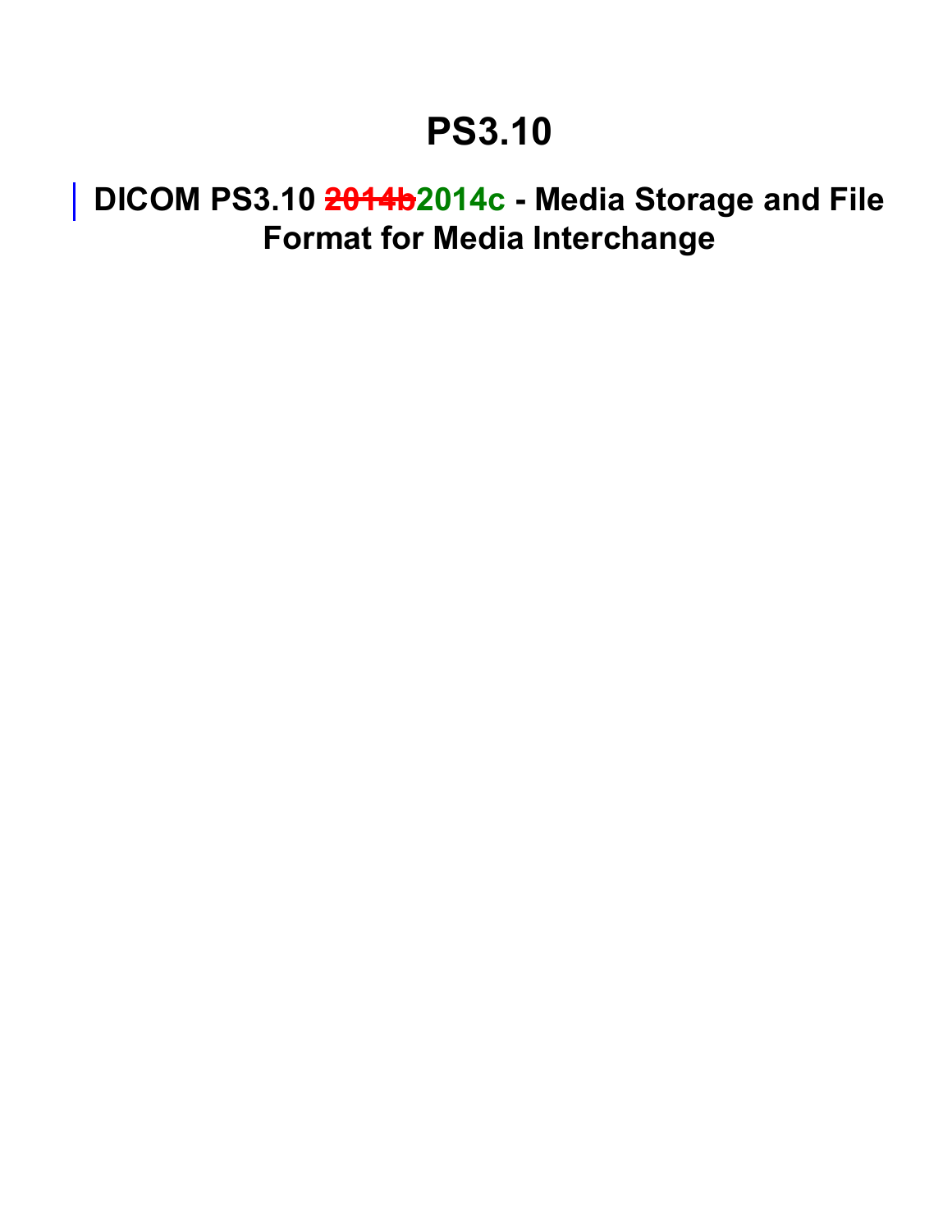# PS3.10

## DICOM PS3.10 ~~2014b~~2014c - Media Storage and File Format for Media Interchange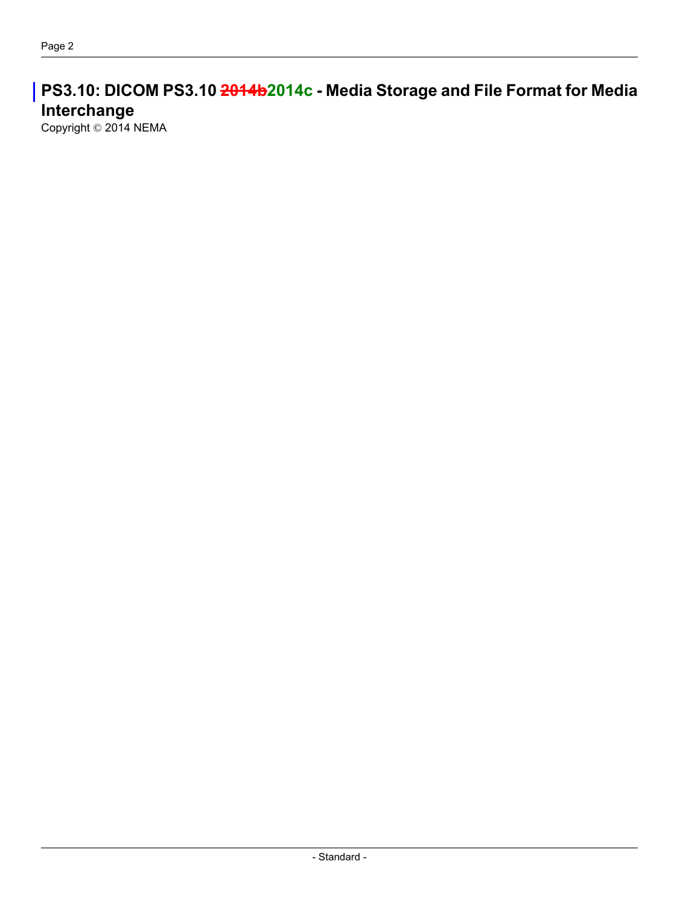# PS3.10: DICOM PS3.10 ~~2014b~~2014c - Media Storage and File Format for Media Interchange

Copyright © 2014 NEMA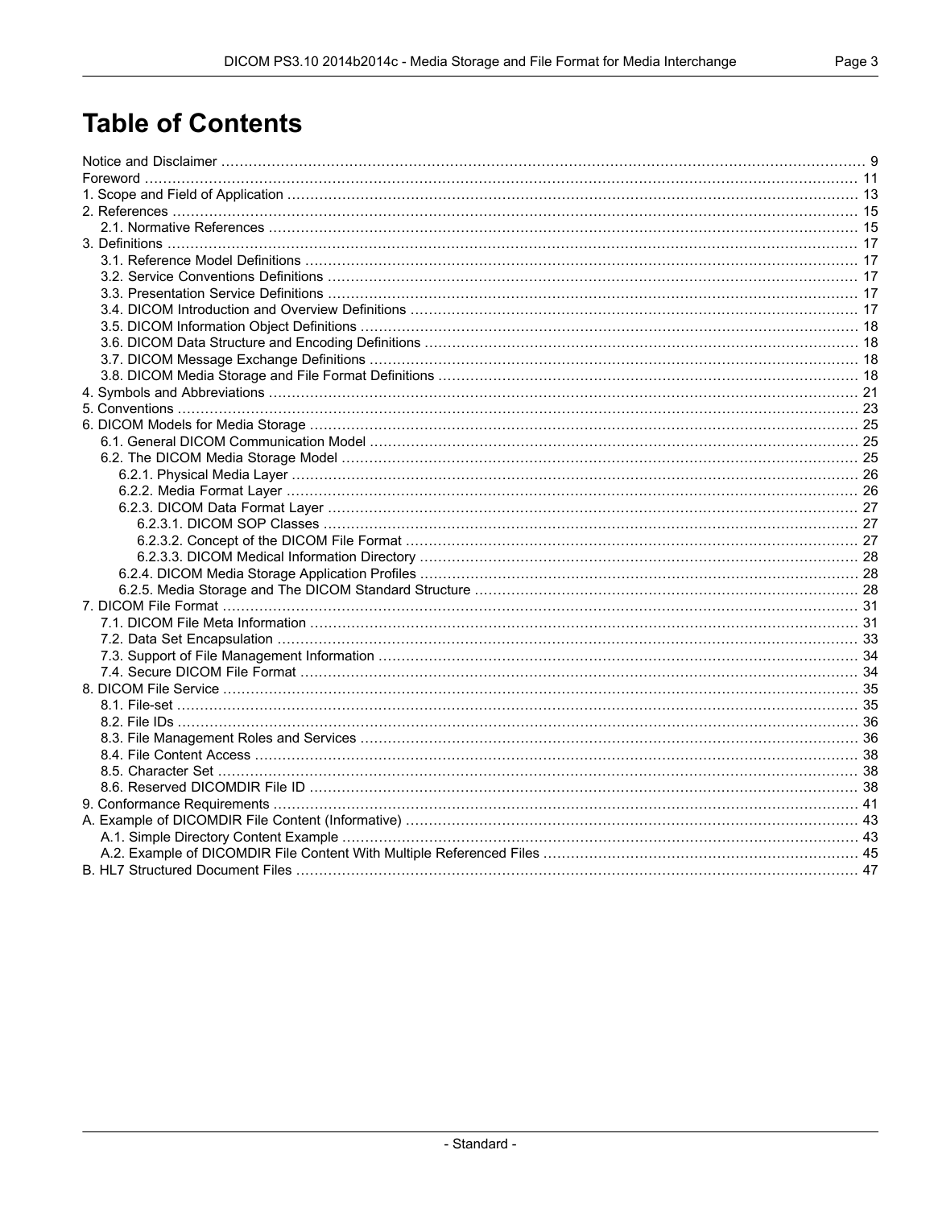# Table of Contents

Notice and Disclaimer ... 9
Foreword ... 11
1. Scope and Field of Application ... 13
2. References ... 15
  2.1. Normative References ... 15
3. Definitions ... 17
  3.1. Reference Model Definitions ... 17
  3.2. Service Conventions Definitions ... 17
  3.3. Presentation Service Definitions ... 17
  3.4. DICOM Introduction and Overview Definitions ... 17
  3.5. DICOM Information Object Definitions ... 18
  3.6. DICOM Data Structure and Encoding Definitions ... 18
  3.7. DICOM Message Exchange Definitions ... 18
  3.8. DICOM Media Storage and File Format Definitions ... 18
4. Symbols and Abbreviations ... 21
5. Conventions ... 23
6. DICOM Models for Media Storage ... 25
  6.1. General DICOM Communication Model ... 25
  6.2. The DICOM Media Storage Model ... 25
    6.2.1. Physical Media Layer ... 26
    6.2.2. Media Format Layer ... 26
    6.2.3. DICOM Data Format Layer ... 27
      6.2.3.1. DICOM SOP Classes ... 27
      6.2.3.2. Concept of the DICOM File Format ... 27
      6.2.3.3. DICOM Medical Information Directory ... 28
    6.2.4. DICOM Media Storage Application Profiles ... 28
    6.2.5. Media Storage and The DICOM Standard Structure ... 28
7. DICOM File Format ... 31
  7.1. DICOM File Meta Information ... 31
  7.2. Data Set Encapsulation ... 33
  7.3. Support of File Management Information ... 34
  7.4. Secure DICOM File Format ... 34
8. DICOM File Service ... 35
  8.1. File-set ... 35
  8.2. File IDs ... 36
  8.3. File Management Roles and Services ... 36
  8.4. File Content Access ... 38
  8.5. Character Set ... 38
  8.6. Reserved DICOMDIR File ID ... 38
9. Conformance Requirements ... 41
A. Example of DICOMDIR File Content (Informative) ... 43
  A.1. Simple Directory Content Example ... 43
  A.2. Example of DICOMDIR File Content With Multiple Referenced Files ... 45
B. HL7 Structured Document Files ... 47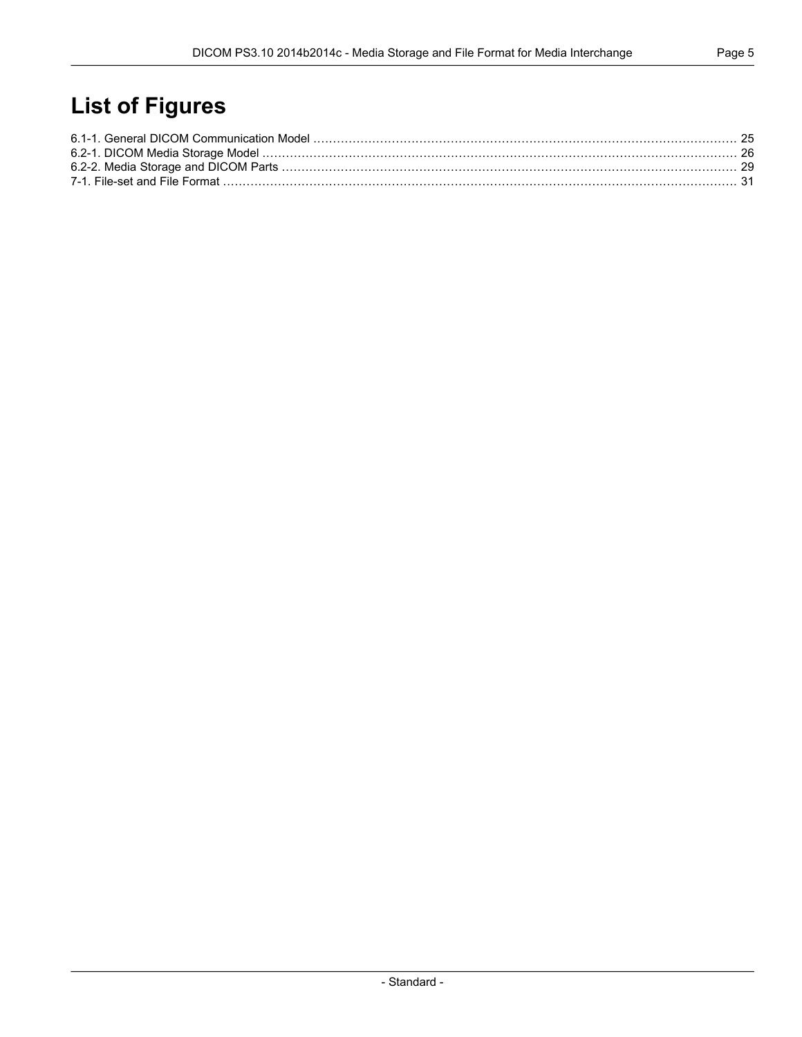# List of Figures

6.1-1. General DICOM Communication Model ........................................................................................................ 25
6.2-1. DICOM Media Storage Model ........................................................................................................................ 26
6.2-2. Media Storage and DICOM Parts ................................................................................................................... 29
7-1. File-set and File Format .................................................................................................................................. 31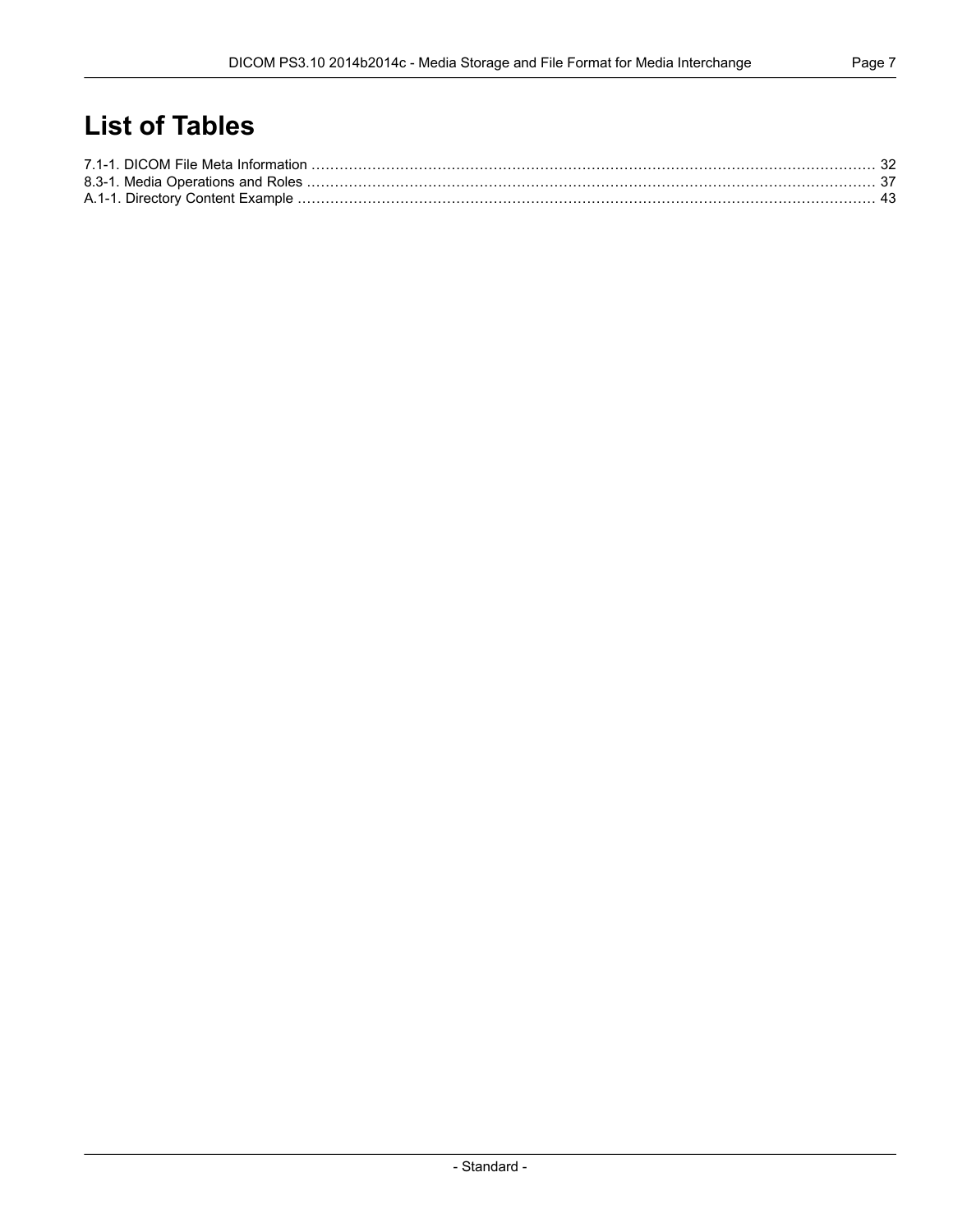# List of Tables

7.1-1. DICOM File Meta Information ........................................................................................................................ 32
8.3-1. Media Operations and Roles ........................................................................................................................ 37
A.1-1. Directory Content Example ........................................................................................................................ 43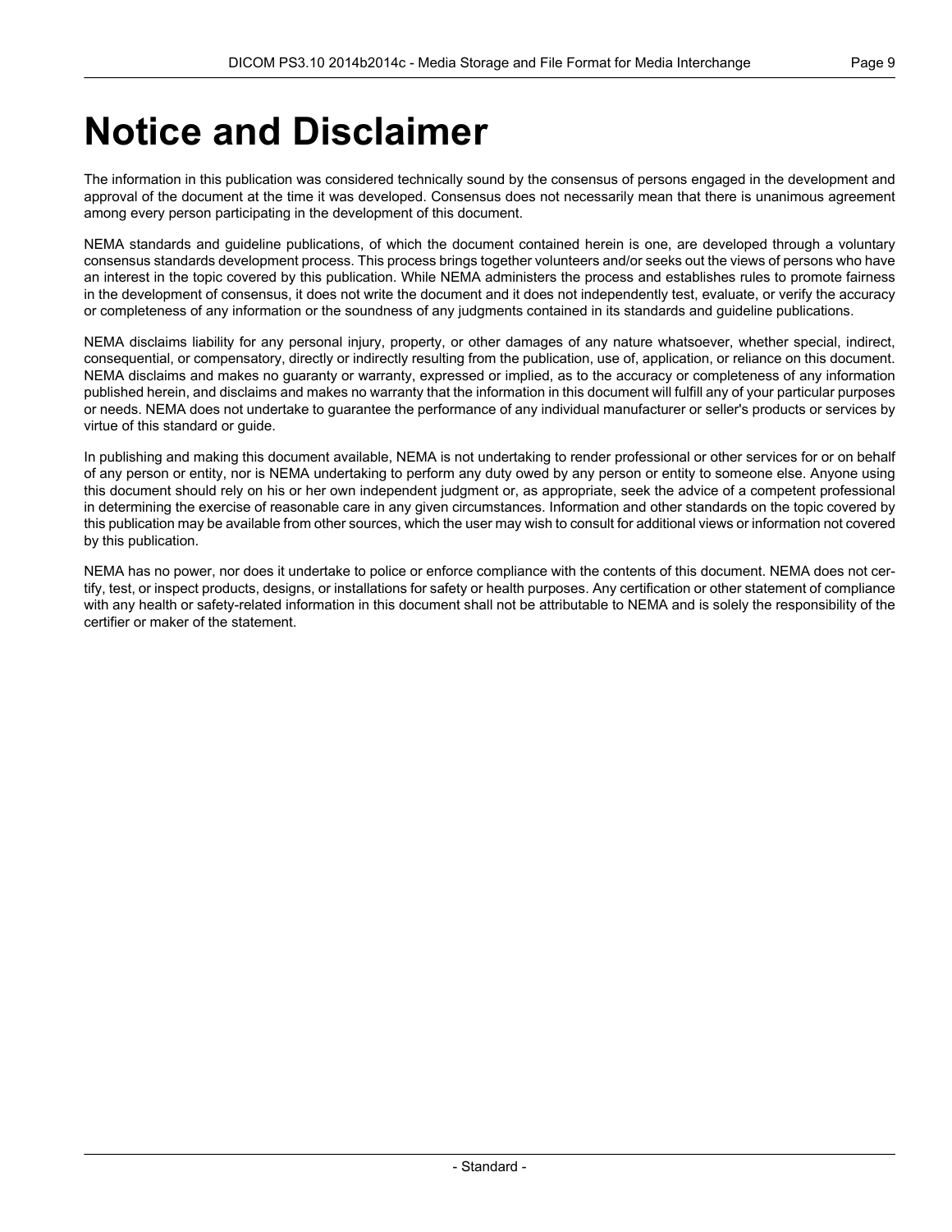# Notice and Disclaimer

The information in this publication was considered technically sound by the consensus of persons engaged in the development and approval of the document at the time it was developed. Consensus does not necessarily mean that there is unanimous agreement among every person participating in the development of this document.

NEMA standards and guideline publications, of which the document contained herein is one, are developed through a voluntary consensus standards development process. This process brings together volunteers and/or seeks out the views of persons who have an interest in the topic covered by this publication. While NEMA administers the process and establishes rules to promote fairness in the development of consensus, it does not write the document and it does not independently test, evaluate, or verify the accuracy or completeness of any information or the soundness of any judgments contained in its standards and guideline publications.

NEMA disclaims liability for any personal injury, property, or other damages of any nature whatsoever, whether special, indirect, consequential, or compensatory, directly or indirectly resulting from the publication, use of, application, or reliance on this document. NEMA disclaims and makes no guaranty or warranty, expressed or implied, as to the accuracy or completeness of any information published herein, and disclaims and makes no warranty that the information in this document will fulfill any of your particular purposes or needs. NEMA does not undertake to guarantee the performance of any individual manufacturer or seller's products or services by virtue of this standard or guide.

In publishing and making this document available, NEMA is not undertaking to render professional or other services for or on behalf of any person or entity, nor is NEMA undertaking to perform any duty owed by any person or entity to someone else. Anyone using this document should rely on his or her own independent judgment or, as appropriate, seek the advice of a competent professional in determining the exercise of reasonable care in any given circumstances. Information and other standards on the topic covered by this publication may be available from other sources, which the user may wish to consult for additional views or information not covered by this publication.

NEMA has no power, nor does it undertake to police or enforce compliance with the contents of this document. NEMA does not certify, test, or inspect products, designs, or installations for safety or health purposes. Any certification or other statement of compliance with any health or safety-related information in this document shall not be attributable to NEMA and is solely the responsibility of the certifier or maker of the statement.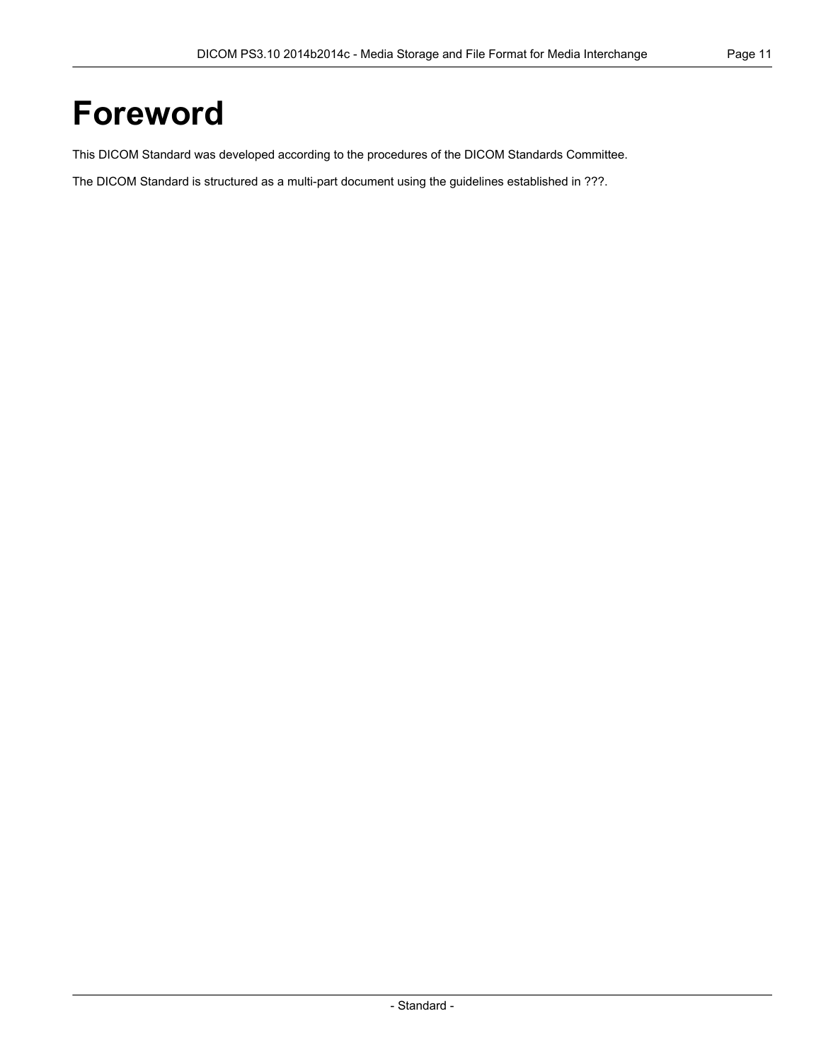# Foreword

This DICOM Standard was developed according to the procedures of the DICOM Standards Committee.

The DICOM Standard is structured as a multi-part document using the guidelines established in ???.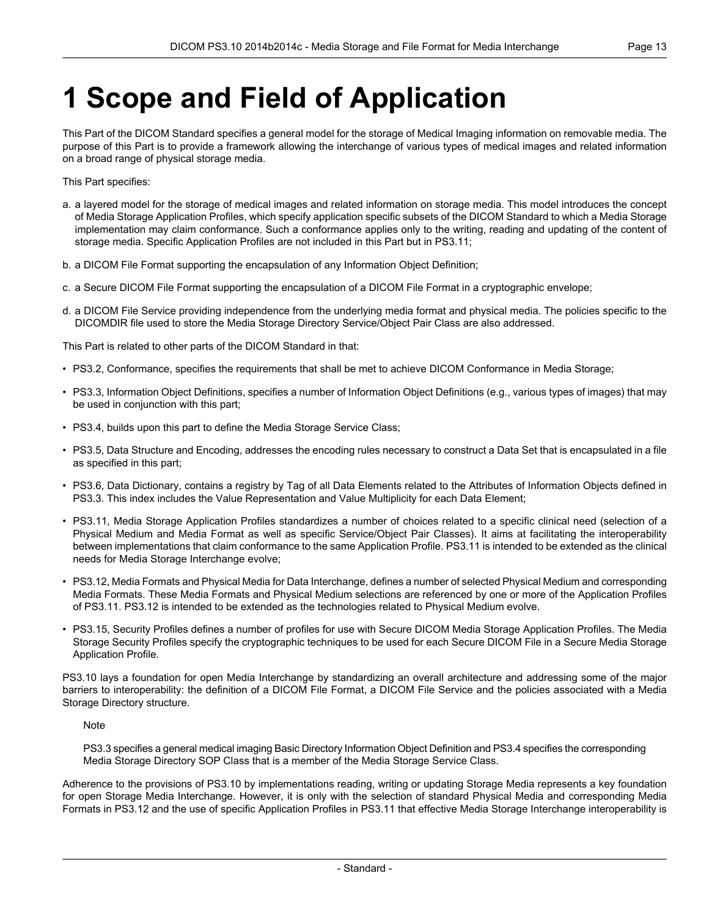# 1 Scope and Field of Application

This Part of the DICOM Standard specifies a general model for the storage of Medical Imaging information on removable media. The purpose of this Part is to provide a framework allowing the interchange of various types of medical images and related information on a broad range of physical storage media.

This Part specifies:

a. a layered model for the storage of medical images and related information on storage media. This model introduces the concept of Media Storage Application Profiles, which specify application specific subsets of the DICOM Standard to which a Media Storage implementation may claim conformance. Such a conformance applies only to the writing, reading and updating of the content of storage media. Specific Application Profiles are not included in this Part but in PS3.11;

b. a DICOM File Format supporting the encapsulation of any Information Object Definition;

c. a Secure DICOM File Format supporting the encapsulation of a DICOM File Format in a cryptographic envelope;

d. a DICOM File Service providing independence from the underlying media format and physical media. The policies specific to the DICOMDIR file used to store the Media Storage Directory Service/Object Pair Class are also addressed.

This Part is related to other parts of the DICOM Standard in that:

- PS3.2, Conformance, specifies the requirements that shall be met to achieve DICOM Conformance in Media Storage;
- PS3.3, Information Object Definitions, specifies a number of Information Object Definitions (e.g., various types of images) that may be used in conjunction with this part;
- PS3.4, builds upon this part to define the Media Storage Service Class;
- PS3.5, Data Structure and Encoding, addresses the encoding rules necessary to construct a Data Set that is encapsulated in a file as specified in this part;
- PS3.6, Data Dictionary, contains a registry by Tag of all Data Elements related to the Attributes of Information Objects defined in PS3.3. This index includes the Value Representation and Value Multiplicity for each Data Element;
- PS3.11, Media Storage Application Profiles standardizes a number of choices related to a specific clinical need (selection of a Physical Medium and Media Format as well as specific Service/Object Pair Classes). It aims at facilitating the interoperability between implementations that claim conformance to the same Application Profile. PS3.11 is intended to be extended as the clinical needs for Media Storage Interchange evolve;
- PS3.12, Media Formats and Physical Media for Data Interchange, defines a number of selected Physical Medium and corresponding Media Formats. These Media Formats and Physical Medium selections are referenced by one or more of the Application Profiles of PS3.11. PS3.12 is intended to be extended as the technologies related to Physical Medium evolve.
- PS3.15, Security Profiles defines a number of profiles for use with Secure DICOM Media Storage Application Profiles. The Media Storage Security Profiles specify the cryptographic techniques to be used for each Secure DICOM File in a Secure Media Storage Application Profile.

PS3.10 lays a foundation for open Media Interchange by standardizing an overall architecture and addressing some of the major barriers to interoperability: the definition of a DICOM File Format, a DICOM File Service and the policies associated with a Media Storage Directory structure.

> Note
>
> PS3.3 specifies a general medical imaging Basic Directory Information Object Definition and PS3.4 specifies the corresponding Media Storage Directory SOP Class that is a member of the Media Storage Service Class.

Adherence to the provisions of PS3.10 by implementations reading, writing or updating Storage Media represents a key foundation for open Storage Media Interchange. However, it is only with the selection of standard Physical Media and corresponding Media Formats in PS3.12 and the use of specific Application Profiles in PS3.11 that effective Media Storage Interchange interoperability is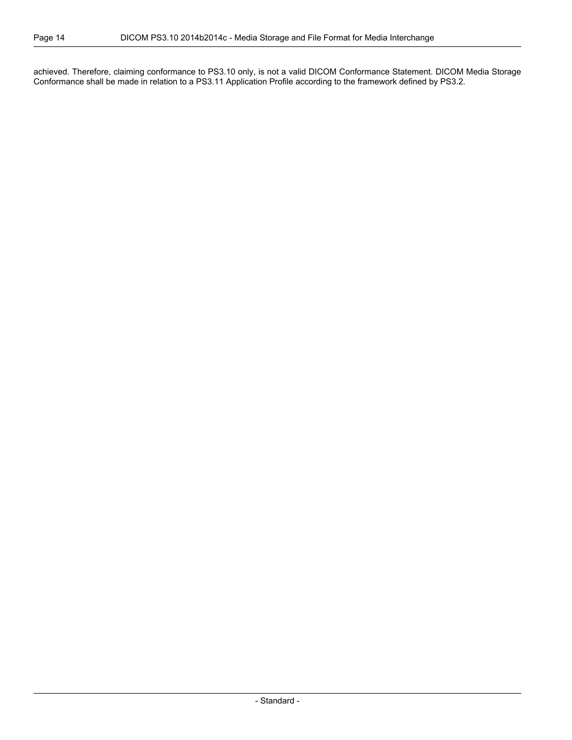achieved. Therefore, claiming conformance to PS3.10 only, is not a valid DICOM Conformance Statement. DICOM Media Storage Conformance shall be made in relation to a PS3.11 Application Profile according to the framework defined by PS3.2.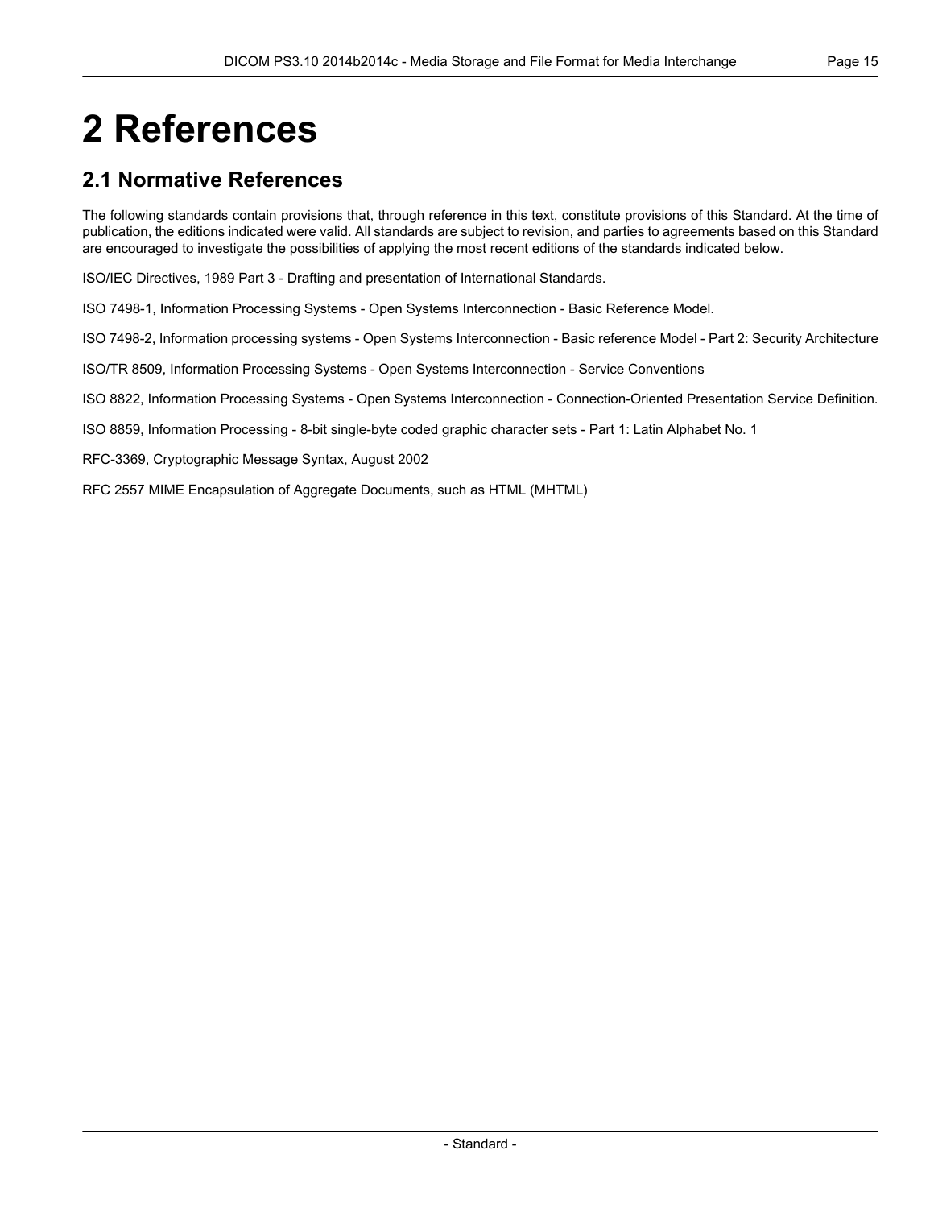# 2 References

## 2.1 Normative References

The following standards contain provisions that, through reference in this text, constitute provisions of this Standard. At the time of publication, the editions indicated were valid. All standards are subject to revision, and parties to agreements based on this Standard are encouraged to investigate the possibilities of applying the most recent editions of the standards indicated below.

ISO/IEC Directives, 1989 Part 3 - Drafting and presentation of International Standards.

ISO 7498-1, Information Processing Systems - Open Systems Interconnection - Basic Reference Model.

ISO 7498-2, Information processing systems - Open Systems Interconnection - Basic reference Model - Part 2: Security Architecture

ISO/TR 8509, Information Processing Systems - Open Systems Interconnection - Service Conventions

ISO 8822, Information Processing Systems - Open Systems Interconnection - Connection-Oriented Presentation Service Definition.

ISO 8859, Information Processing - 8-bit single-byte coded graphic character sets - Part 1: Latin Alphabet No. 1

RFC-3369, Cryptographic Message Syntax, August 2002

RFC 2557 MIME Encapsulation of Aggregate Documents, such as HTML (MHTML)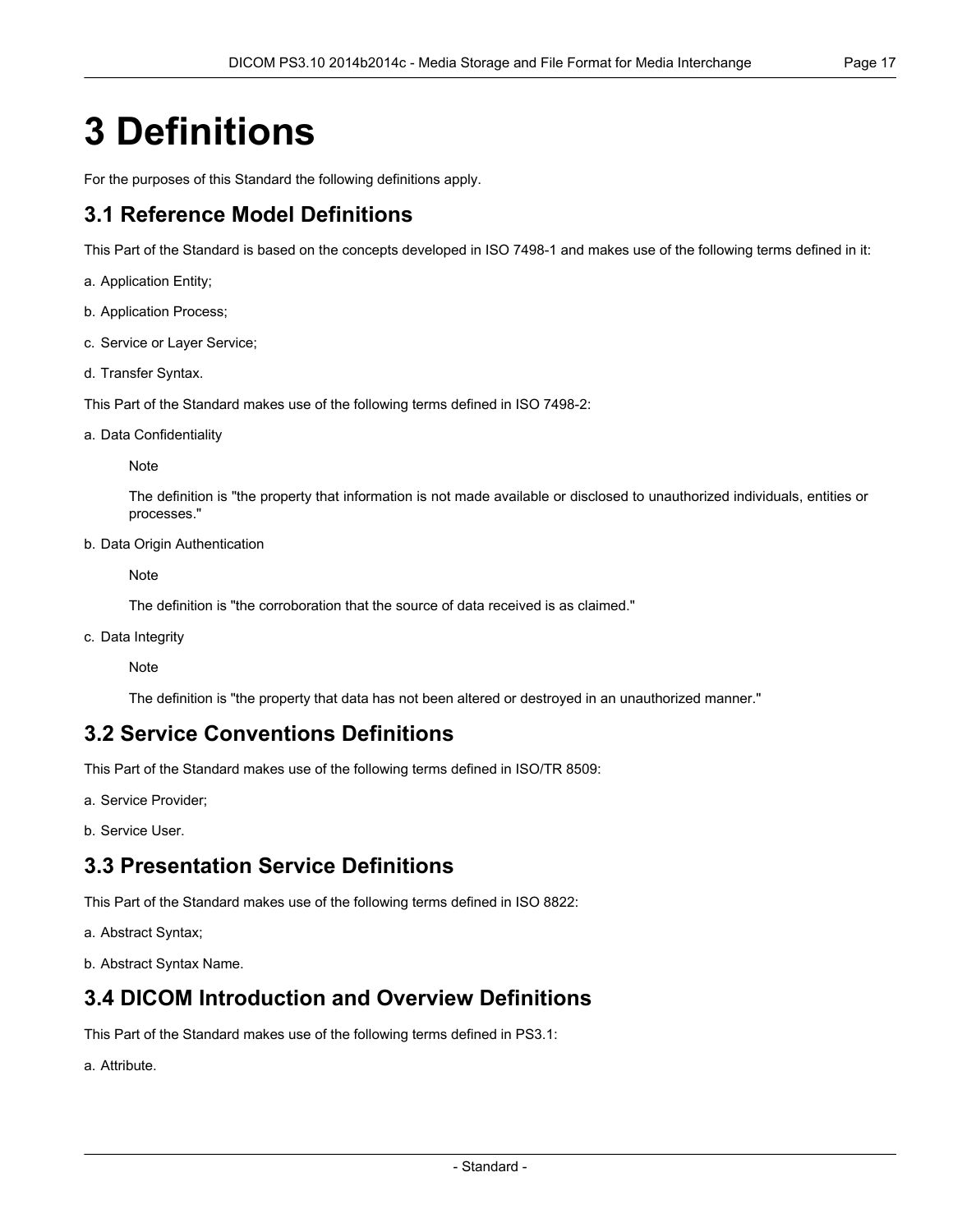# 3 Definitions

For the purposes of this Standard the following definitions apply.

## 3.1 Reference Model Definitions

This Part of the Standard is based on the concepts developed in ISO 7498-1 and makes use of the following terms defined in it:

a. Application Entity;

b. Application Process;

c. Service or Layer Service;

d. Transfer Syntax.

This Part of the Standard makes use of the following terms defined in ISO 7498-2:

a. Data Confidentiality

> Note
>
> The definition is "the property that information is not made available or disclosed to unauthorized individuals, entities or processes."

b. Data Origin Authentication

> Note
>
> The definition is "the corroboration that the source of data received is as claimed."

c. Data Integrity

> Note
>
> The definition is "the property that data has not been altered or destroyed in an unauthorized manner."

## 3.2 Service Conventions Definitions

This Part of the Standard makes use of the following terms defined in ISO/TR 8509:

a. Service Provider;

b. Service User.

## 3.3 Presentation Service Definitions

This Part of the Standard makes use of the following terms defined in ISO 8822:

a. Abstract Syntax;

b. Abstract Syntax Name.

## 3.4 DICOM Introduction and Overview Definitions

This Part of the Standard makes use of the following terms defined in PS3.1:

a. Attribute.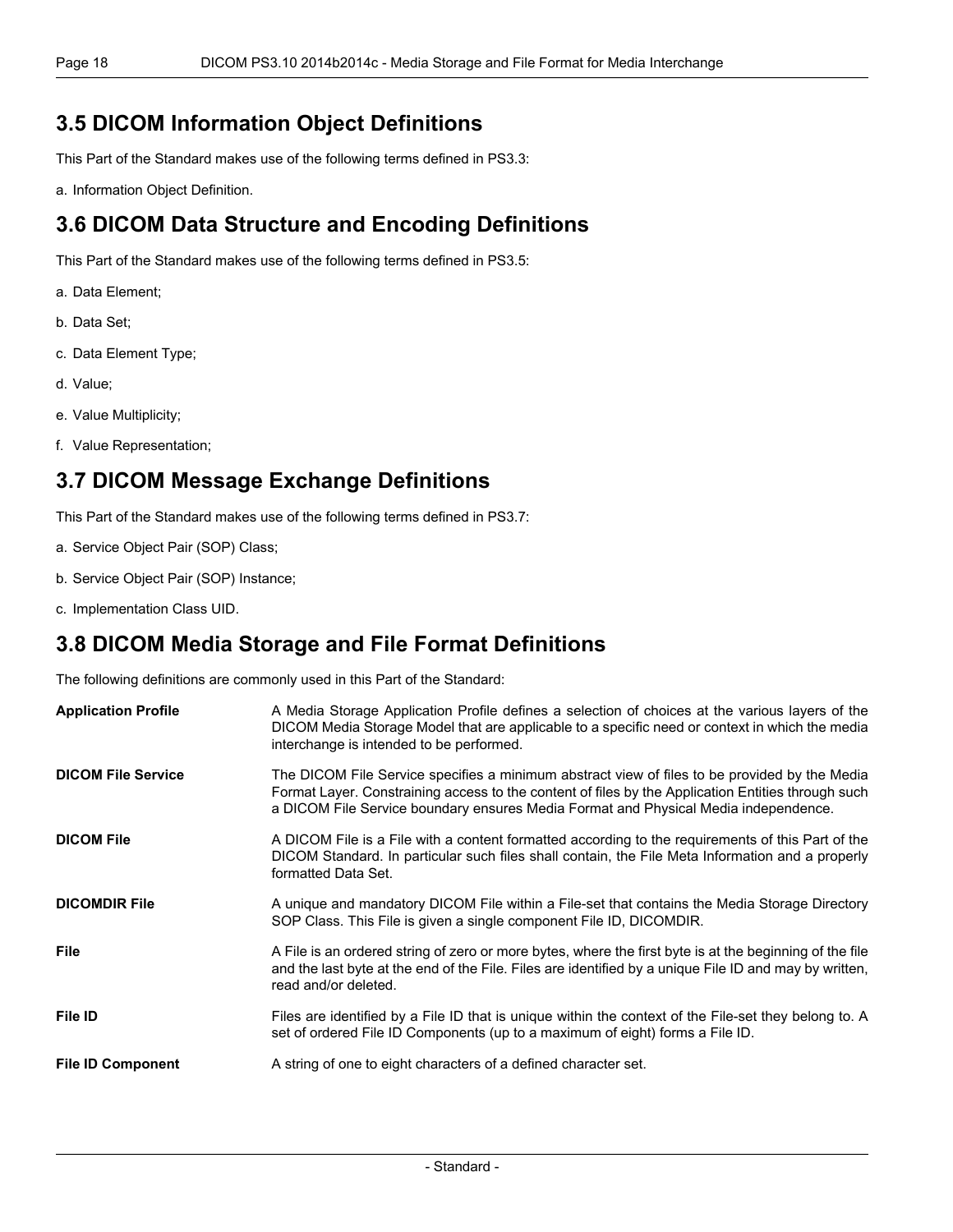## 3.5 DICOM Information Object Definitions

This Part of the Standard makes use of the following terms defined in PS3.3:

a. Information Object Definition.

## 3.6 DICOM Data Structure and Encoding Definitions

This Part of the Standard makes use of the following terms defined in PS3.5:

a. Data Element;

b. Data Set;

c. Data Element Type;

d. Value;

e. Value Multiplicity;

f. Value Representation;

## 3.7 DICOM Message Exchange Definitions

This Part of the Standard makes use of the following terms defined in PS3.7:

a. Service Object Pair (SOP) Class;

b. Service Object Pair (SOP) Instance;

c. Implementation Class UID.

## 3.8 DICOM Media Storage and File Format Definitions

The following definitions are commonly used in this Part of the Standard:

**Application Profile** A Media Storage Application Profile defines a selection of choices at the various layers of the DICOM Media Storage Model that are applicable to a specific need or context in which the media interchange is intended to be performed.

**DICOM File Service** The DICOM File Service specifies a minimum abstract view of files to be provided by the Media Format Layer. Constraining access to the content of files by the Application Entities through such a DICOM File Service boundary ensures Media Format and Physical Media independence.

**DICOM File** A DICOM File is a File with a content formatted according to the requirements of this Part of the DICOM Standard. In particular such files shall contain, the File Meta Information and a properly formatted Data Set.

**DICOMDIR File** A unique and mandatory DICOM File within a File-set that contains the Media Storage Directory SOP Class. This File is given a single component File ID, DICOMDIR.

**File** A File is an ordered string of zero or more bytes, where the first byte is at the beginning of the file and the last byte at the end of the File. Files are identified by a unique File ID and may by written, read and/or deleted.

**File ID** Files are identified by a File ID that is unique within the context of the File-set they belong to. A set of ordered File ID Components (up to a maximum of eight) forms a File ID.

**File ID Component** A string of one to eight characters of a defined character set.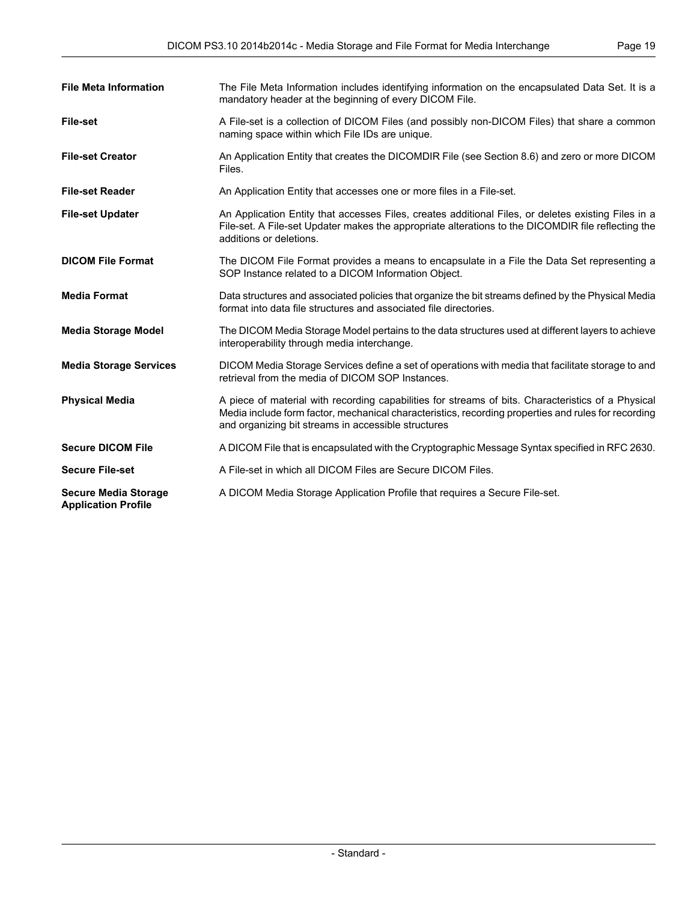**File Meta Information** The File Meta Information includes identifying information on the encapsulated Data Set. It is a mandatory header at the beginning of every DICOM File.

**File-set** A File-set is a collection of DICOM Files (and possibly non-DICOM Files) that share a common naming space within which File IDs are unique.

**File-set Creator** An Application Entity that creates the DICOMDIR File (see Section 8.6) and zero or more DICOM Files.

**File-set Reader** An Application Entity that accesses one or more files in a File-set.

**File-set Updater** An Application Entity that accesses Files, creates additional Files, or deletes existing Files in a File-set. A File-set Updater makes the appropriate alterations to the DICOMDIR file reflecting the additions or deletions.

**DICOM File Format** The DICOM File Format provides a means to encapsulate in a File the Data Set representing a SOP Instance related to a DICOM Information Object.

**Media Format** Data structures and associated policies that organize the bit streams defined by the Physical Media format into data file structures and associated file directories.

**Media Storage Model** The DICOM Media Storage Model pertains to the data structures used at different layers to achieve interoperability through media interchange.

**Media Storage Services** DICOM Media Storage Services define a set of operations with media that facilitate storage to and retrieval from the media of DICOM SOP Instances.

**Physical Media** A piece of material with recording capabilities for streams of bits. Characteristics of a Physical Media include form factor, mechanical characteristics, recording properties and rules for recording and organizing bit streams in accessible structures

**Secure DICOM File** A DICOM File that is encapsulated with the Cryptographic Message Syntax specified in RFC 2630.

**Secure File-set** A File-set in which all DICOM Files are Secure DICOM Files.

**Secure Media Storage Application Profile** A DICOM Media Storage Application Profile that requires a Secure File-set.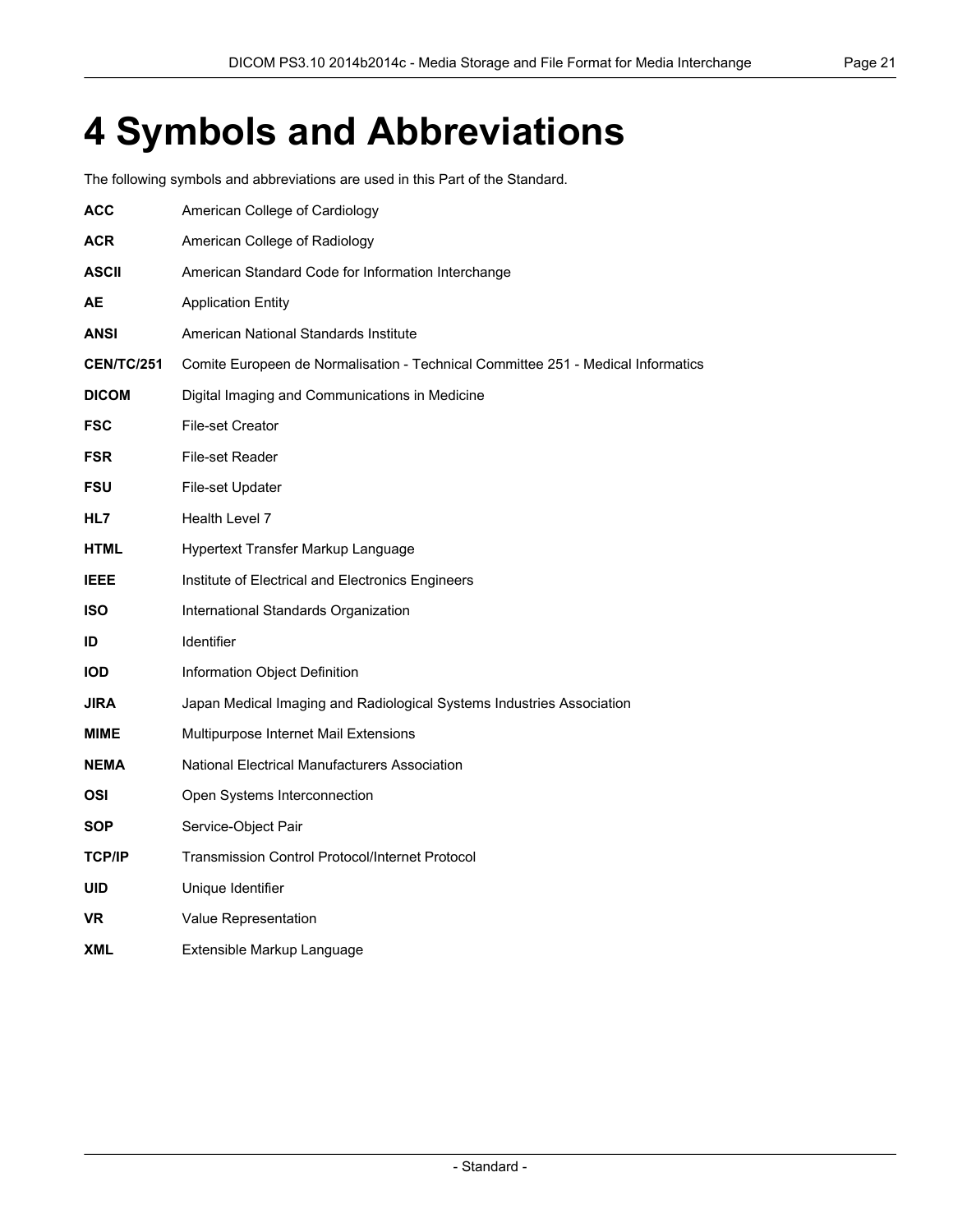# 4 Symbols and Abbreviations

The following symbols and abbreviations are used in this Part of the Standard.

**ACC** American College of Cardiology

**ACR** American College of Radiology

**ASCII** American Standard Code for Information Interchange

**AE** Application Entity

**ANSI** American National Standards Institute

**CEN/TC/251** Comite Europeen de Normalisation - Technical Committee 251 - Medical Informatics

**DICOM** Digital Imaging and Communications in Medicine

**FSC** File-set Creator

**FSR** File-set Reader

**FSU** File-set Updater

**HL7** Health Level 7

**HTML** Hypertext Transfer Markup Language

**IEEE** Institute of Electrical and Electronics Engineers

**ISO** International Standards Organization

**ID** Identifier

**IOD** Information Object Definition

**JIRA** Japan Medical Imaging and Radiological Systems Industries Association

**MIME** Multipurpose Internet Mail Extensions

**NEMA** National Electrical Manufacturers Association

**OSI** Open Systems Interconnection

**SOP** Service-Object Pair

**TCP/IP** Transmission Control Protocol/Internet Protocol

**UID** Unique Identifier

**VR** Value Representation

**XML** Extensible Markup Language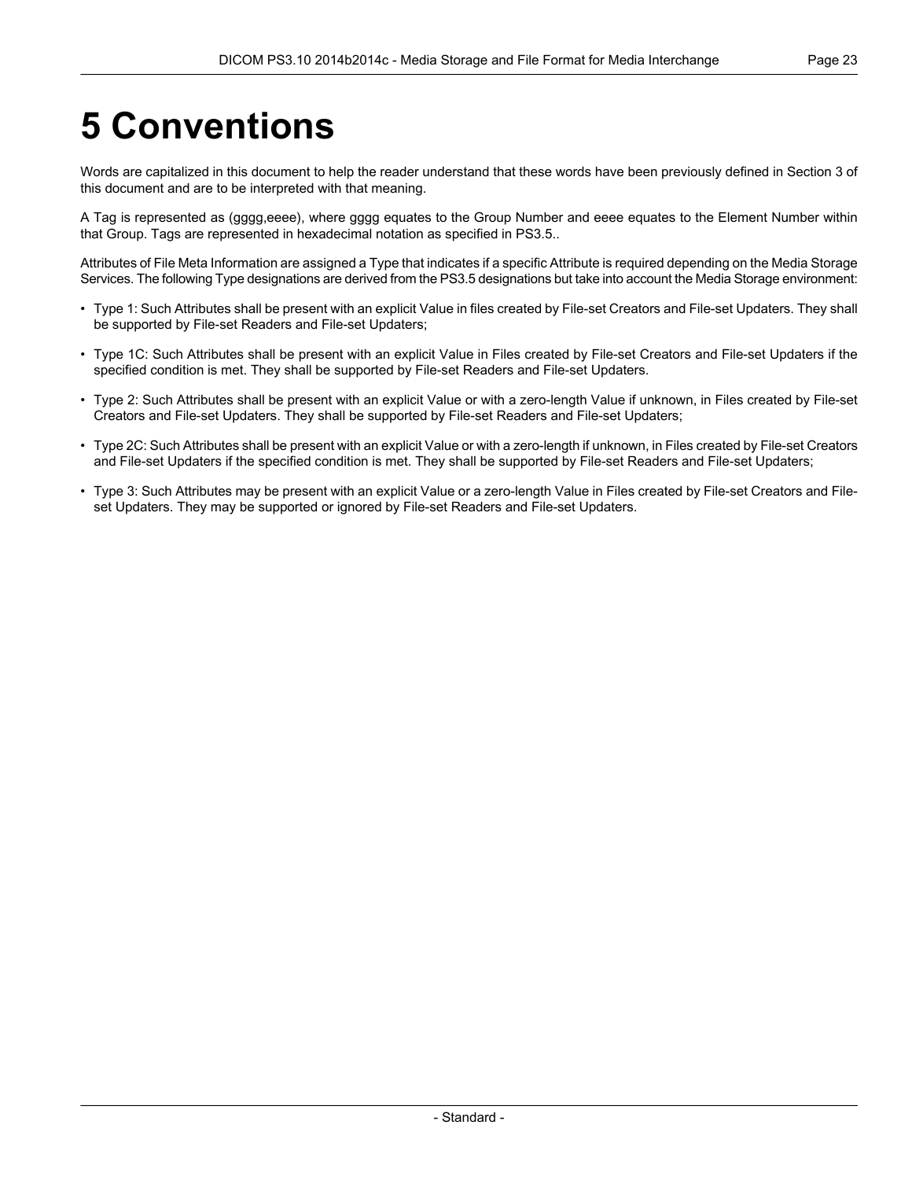# 5 Conventions

Words are capitalized in this document to help the reader understand that these words have been previously defined in Section 3 of this document and are to be interpreted with that meaning.

A Tag is represented as (gggg,eeee), where gggg equates to the Group Number and eeee equates to the Element Number within that Group. Tags are represented in hexadecimal notation as specified in PS3.5..

Attributes of File Meta Information are assigned a Type that indicates if a specific Attribute is required depending on the Media Storage Services. The following Type designations are derived from the PS3.5 designations but take into account the Media Storage environment:

- Type 1: Such Attributes shall be present with an explicit Value in files created by File-set Creators and File-set Updaters. They shall be supported by File-set Readers and File-set Updaters;
- Type 1C: Such Attributes shall be present with an explicit Value in Files created by File-set Creators and File-set Updaters if the specified condition is met. They shall be supported by File-set Readers and File-set Updaters.
- Type 2: Such Attributes shall be present with an explicit Value or with a zero-length Value if unknown, in Files created by File-set Creators and File-set Updaters. They shall be supported by File-set Readers and File-set Updaters;
- Type 2C: Such Attributes shall be present with an explicit Value or with a zero-length if unknown, in Files created by File-set Creators and File-set Updaters if the specified condition is met. They shall be supported by File-set Readers and File-set Updaters;
- Type 3: Such Attributes may be present with an explicit Value or a zero-length Value in Files created by File-set Creators and File-set Updaters. They may be supported or ignored by File-set Readers and File-set Updaters.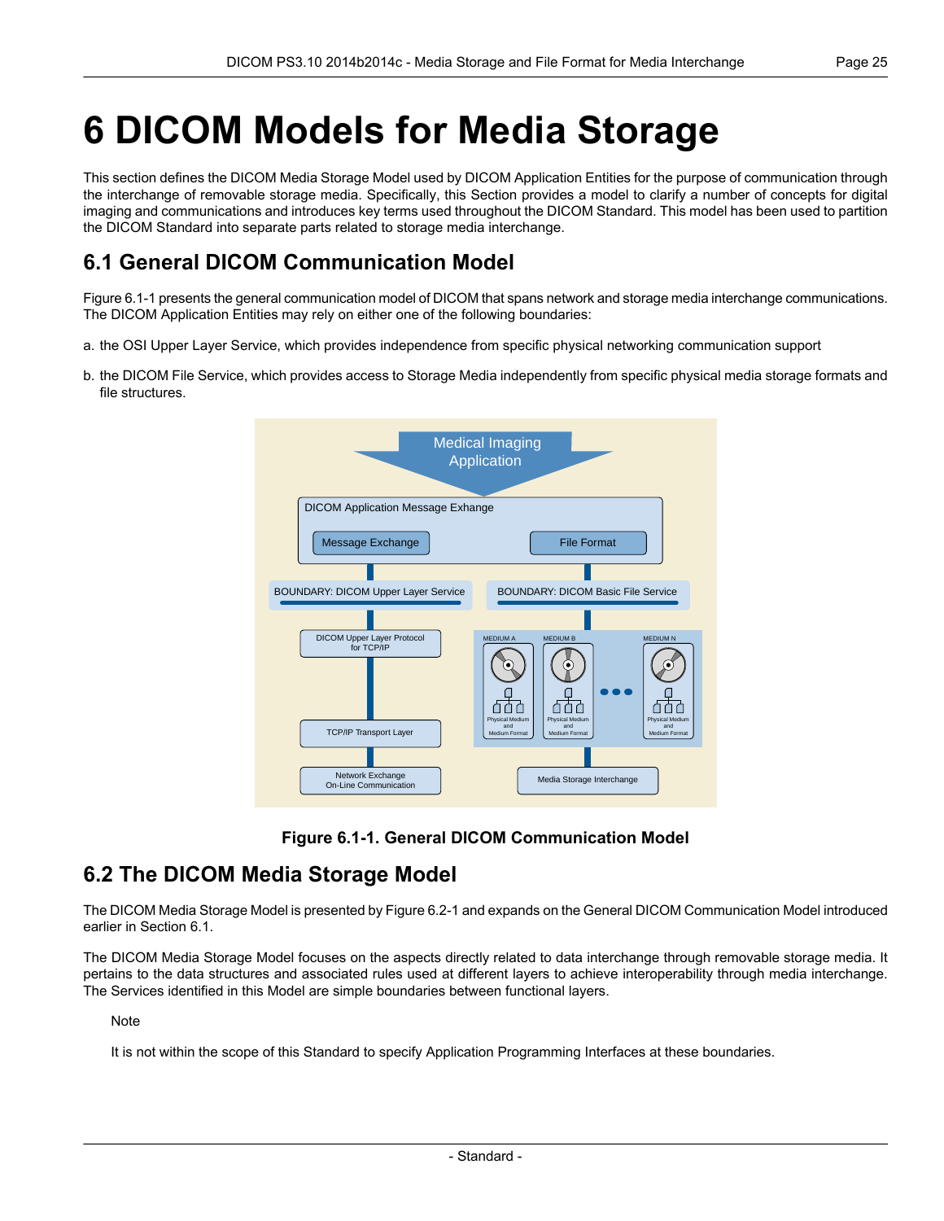# 6 DICOM Models for Media Storage

This section defines the DICOM Media Storage Model used by DICOM Application Entities for the purpose of communication through the interchange of removable storage media. Specifically, this Section provides a model to clarify a number of concepts for digital imaging and communications and introduces key terms used throughout the DICOM Standard. This model has been used to partition the DICOM Standard into separate parts related to storage media interchange.

## 6.1 General DICOM Communication Model

Figure 6.1-1 presents the general communication model of DICOM that spans network and storage media interchange communications. The DICOM Application Entities may rely on either one of the following boundaries:

a. the OSI Upper Layer Service, which provides independence from specific physical networking communication support

b. the DICOM File Service, which provides access to Storage Media independently from specific physical media storage formats and file structures.

**Figure 6.1-1. General DICOM Communication Model**

## 6.2 The DICOM Media Storage Model

The DICOM Media Storage Model is presented by Figure 6.2-1 and expands on the General DICOM Communication Model introduced earlier in Section 6.1.

The DICOM Media Storage Model focuses on the aspects directly related to data interchange through removable storage media. It pertains to the data structures and associated rules used at different layers to achieve interoperability through media interchange. The Services identified in this Model are simple boundaries between functional layers.

Note

It is not within the scope of this Standard to specify Application Programming Interfaces at these boundaries.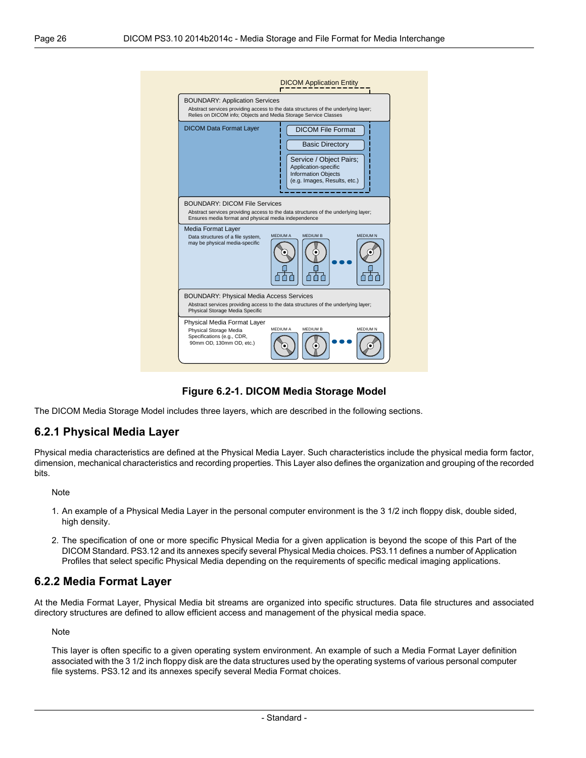Figure 6.2-1. DICOM Media Storage Model

The DICOM Media Storage Model includes three layers, which are described in the following sections.

## 6.2.1 Physical Media Layer

Physical media characteristics are defined at the Physical Media Layer. Such characteristics include the physical media form factor, dimension, mechanical characteristics and recording properties. This Layer also defines the organization and grouping of the recorded bits.

Note

1. An example of a Physical Media Layer in the personal computer environment is the 3 1/2 inch floppy disk, double sided, high density.
2. The specification of one or more specific Physical Media for a given application is beyond the scope of this Part of the DICOM Standard. PS3.12 and its annexes specify several Physical Media choices. PS3.11 defines a number of Application Profiles that select specific Physical Media depending on the requirements of specific medical imaging applications.

## 6.2.2 Media Format Layer

At the Media Format Layer, Physical Media bit streams are organized into specific structures. Data file structures and associated directory structures are defined to allow efficient access and management of the physical media space.

Note

This layer is often specific to a given operating system environment. An example of such a Media Format Layer definition associated with the 3 1/2 inch floppy disk are the data structures used by the operating systems of various personal computer file systems. PS3.12 and its annexes specify several Media Format choices.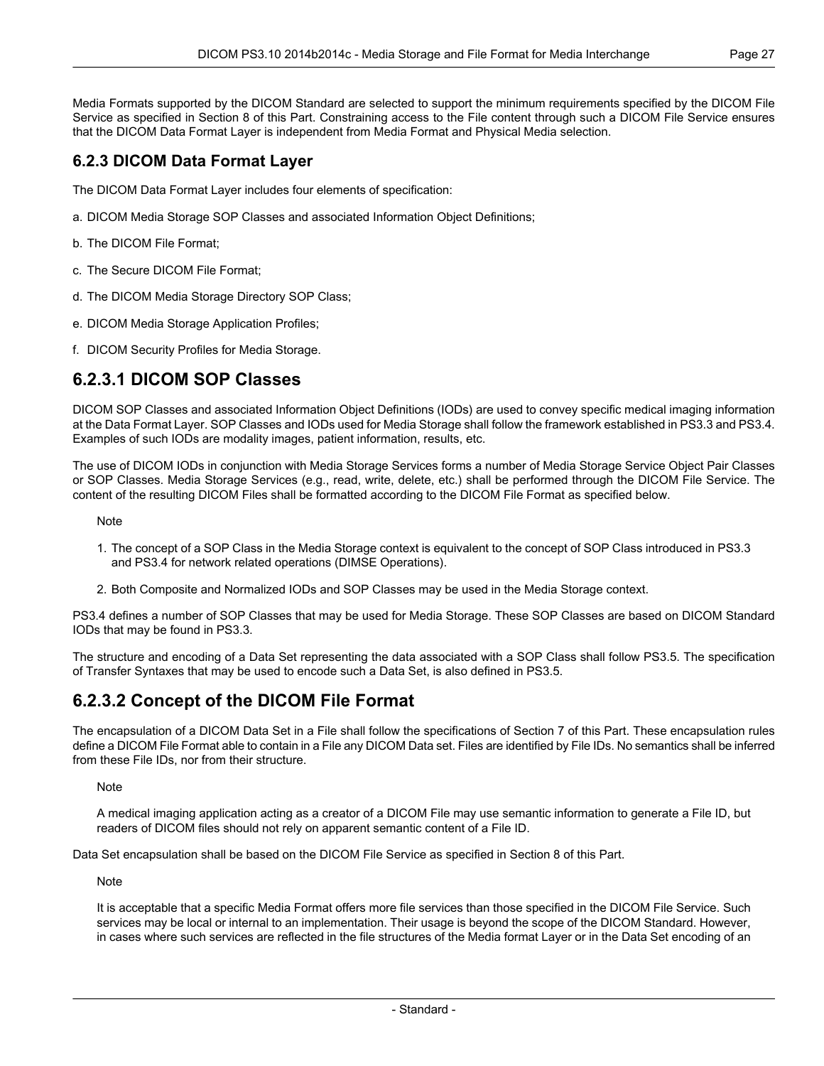Media Formats supported by the DICOM Standard are selected to support the minimum requirements specified by the DICOM File Service as specified in Section 8 of this Part. Constraining access to the File content through such a DICOM File Service ensures that the DICOM Data Format Layer is independent from Media Format and Physical Media selection.

### 6.2.3 DICOM Data Format Layer

The DICOM Data Format Layer includes four elements of specification:

a. DICOM Media Storage SOP Classes and associated Information Object Definitions;

b. The DICOM File Format;

c. The Secure DICOM File Format;

d. The DICOM Media Storage Directory SOP Class;

e. DICOM Media Storage Application Profiles;

f. DICOM Security Profiles for Media Storage.

## 6.2.3.1 DICOM SOP Classes

DICOM SOP Classes and associated Information Object Definitions (IODs) are used to convey specific medical imaging information at the Data Format Layer. SOP Classes and IODs used for Media Storage shall follow the framework established in PS3.3 and PS3.4. Examples of such IODs are modality images, patient information, results, etc.

The use of DICOM IODs in conjunction with Media Storage Services forms a number of Media Storage Service Object Pair Classes or SOP Classes. Media Storage Services (e.g., read, write, delete, etc.) shall be performed through the DICOM File Service. The content of the resulting DICOM Files shall be formatted according to the DICOM File Format as specified below.

Note

1. The concept of a SOP Class in the Media Storage context is equivalent to the concept of SOP Class introduced in PS3.3 and PS3.4 for network related operations (DIMSE Operations).
2. Both Composite and Normalized IODs and SOP Classes may be used in the Media Storage context.

PS3.4 defines a number of SOP Classes that may be used for Media Storage. These SOP Classes are based on DICOM Standard IODs that may be found in PS3.3.

The structure and encoding of a Data Set representing the data associated with a SOP Class shall follow PS3.5. The specification of Transfer Syntaxes that may be used to encode such a Data Set, is also defined in PS3.5.

## 6.2.3.2 Concept of the DICOM File Format

The encapsulation of a DICOM Data Set in a File shall follow the specifications of Section 7 of this Part. These encapsulation rules define a DICOM File Format able to contain in a File any DICOM Data set. Files are identified by File IDs. No semantics shall be inferred from these File IDs, nor from their structure.

Note

A medical imaging application acting as a creator of a DICOM File may use semantic information to generate a File ID, but readers of DICOM files should not rely on apparent semantic content of a File ID.

Data Set encapsulation shall be based on the DICOM File Service as specified in Section 8 of this Part.

Note

It is acceptable that a specific Media Format offers more file services than those specified in the DICOM File Service. Such services may be local or internal to an implementation. Their usage is beyond the scope of the DICOM Standard. However, in cases where such services are reflected in the file structures of the Media format Layer or in the Data Set encoding of an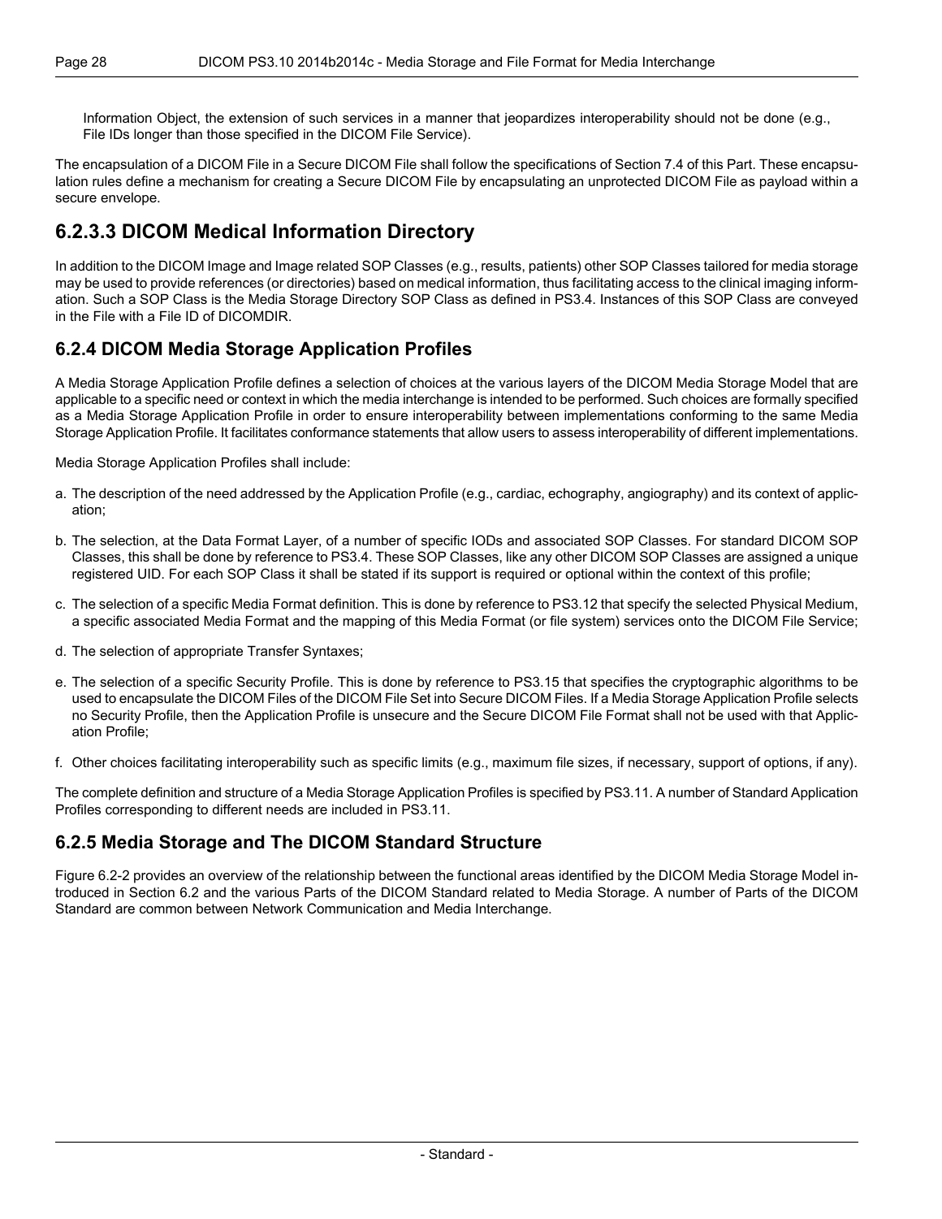Information Object, the extension of such services in a manner that jeopardizes interoperability should not be done (e.g., File IDs longer than those specified in the DICOM File Service).

The encapsulation of a DICOM File in a Secure DICOM File shall follow the specifications of Section 7.4 of this Part. These encapsulation rules define a mechanism for creating a Secure DICOM File by encapsulating an unprotected DICOM File as payload within a secure envelope.

## 6.2.3.3 DICOM Medical Information Directory

In addition to the DICOM Image and Image related SOP Classes (e.g., results, patients) other SOP Classes tailored for media storage may be used to provide references (or directories) based on medical information, thus facilitating access to the clinical imaging information. Such a SOP Class is the Media Storage Directory SOP Class as defined in PS3.4. Instances of this SOP Class are conveyed in the File with a File ID of DICOMDIR.

## 6.2.4 DICOM Media Storage Application Profiles

A Media Storage Application Profile defines a selection of choices at the various layers of the DICOM Media Storage Model that are applicable to a specific need or context in which the media interchange is intended to be performed. Such choices are formally specified as a Media Storage Application Profile in order to ensure interoperability between implementations conforming to the same Media Storage Application Profile. It facilitates conformance statements that allow users to assess interoperability of different implementations.

Media Storage Application Profiles shall include:

a. The description of the need addressed by the Application Profile (e.g., cardiac, echography, angiography) and its context of application;

b. The selection, at the Data Format Layer, of a number of specific IODs and associated SOP Classes. For standard DICOM SOP Classes, this shall be done by reference to PS3.4. These SOP Classes, like any other DICOM SOP Classes are assigned a unique registered UID. For each SOP Class it shall be stated if its support is required or optional within the context of this profile;

c. The selection of a specific Media Format definition. This is done by reference to PS3.12 that specify the selected Physical Medium, a specific associated Media Format and the mapping of this Media Format (or file system) services onto the DICOM File Service;

d. The selection of appropriate Transfer Syntaxes;

e. The selection of a specific Security Profile. This is done by reference to PS3.15 that specifies the cryptographic algorithms to be used to encapsulate the DICOM Files of the DICOM File Set into Secure DICOM Files. If a Media Storage Application Profile selects no Security Profile, then the Application Profile is unsecure and the Secure DICOM File Format shall not be used with that Application Profile;

f. Other choices facilitating interoperability such as specific limits (e.g., maximum file sizes, if necessary, support of options, if any).

The complete definition and structure of a Media Storage Application Profiles is specified by PS3.11. A number of Standard Application Profiles corresponding to different needs are included in PS3.11.

## 6.2.5 Media Storage and The DICOM Standard Structure

Figure 6.2-2 provides an overview of the relationship between the functional areas identified by the DICOM Media Storage Model introduced in Section 6.2 and the various Parts of the DICOM Standard related to Media Storage. A number of Parts of the DICOM Standard are common between Network Communication and Media Interchange.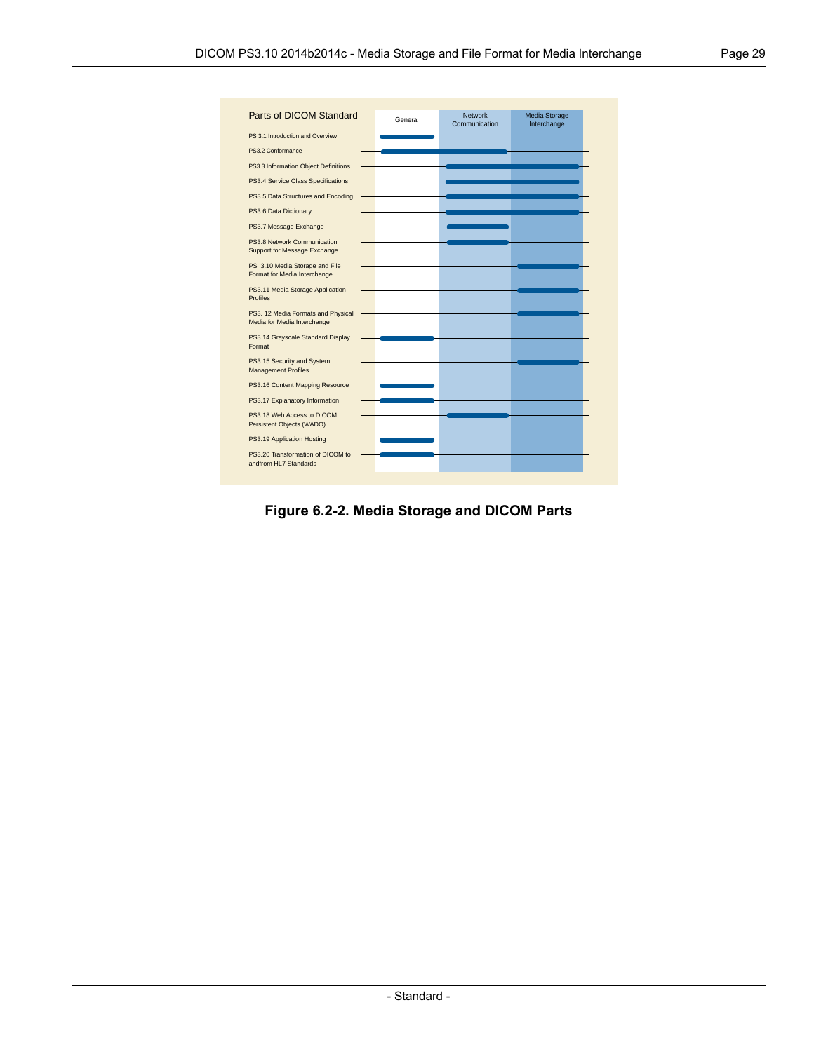| Parts of DICOM Standard | General | Network Communication | Media Storage Interchange |
|---|---|---|---|
| PS 3.1 Introduction and Overview | X | | |
| PS3.2 Conformance | X | X | |
| PS3.3 Information Object Definitions | | X | X |
| PS3.4 Service Class Specifications | | X | X |
| PS3.5 Data Structures and Encoding | | X | X |
| PS3.6 Data Dictionary | | X | X |
| PS3.7 Message Exchange | | X | |
| PS3.8 Network Communication Support for Message Exchange | | X | |
| PS. 3.10 Media Storage and File Format for Media Interchange | | | X |
| PS3.11 Media Storage Application Profiles | | | X |
| PS3. 12 Media Formats and Physical Media for Media Interchange | | | X |
| PS3.14 Grayscale Standard Display Format | X | | |
| PS3.15 Security and System Management Profiles | | | X |
| PS3.16 Content Mapping Resource | X | | |
| PS3.17 Explanatory Information | X | | |
| PS3.18 Web Access to DICOM Persistent Objects (WADO) | | X | |
| PS3.19 Application Hosting | X | | |
| PS3.20 Transformation of DICOM to andfrom HL7 Standards | X | | |

**Figure 6.2-2. Media Storage and DICOM Parts**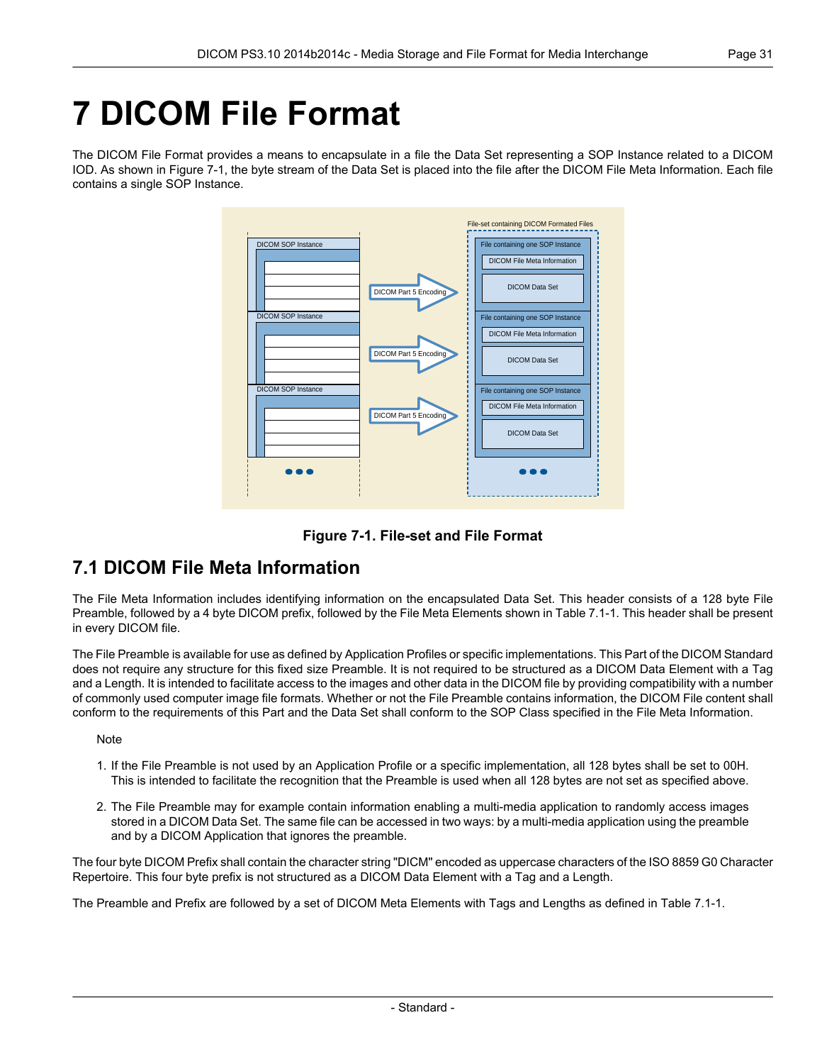# 7 DICOM File Format

The DICOM File Format provides a means to encapsulate in a file the Data Set representing a SOP Instance related to a DICOM IOD. As shown in Figure 7-1, the byte stream of the Data Set is placed into the file after the DICOM File Meta Information. Each file contains a single SOP Instance.

**Figure 7-1. File-set and File Format**

## 7.1 DICOM File Meta Information

The File Meta Information includes identifying information on the encapsulated Data Set. This header consists of a 128 byte File Preamble, followed by a 4 byte DICOM prefix, followed by the File Meta Elements shown in Table 7.1-1. This header shall be present in every DICOM file.

The File Preamble is available for use as defined by Application Profiles or specific implementations. This Part of the DICOM Standard does not require any structure for this fixed size Preamble. It is not required to be structured as a DICOM Data Element with a Tag and a Length. It is intended to facilitate access to the images and other data in the DICOM file by providing compatibility with a number of commonly used computer image file formats. Whether or not the File Preamble contains information, the DICOM File content shall conform to the requirements of this Part and the Data Set shall conform to the SOP Class specified in the File Meta Information.

Note

1. If the File Preamble is not used by an Application Profile or a specific implementation, all 128 bytes shall be set to 00H. This is intended to facilitate the recognition that the Preamble is used when all 128 bytes are not set as specified above.
2. The File Preamble may for example contain information enabling a multi-media application to randomly access images stored in a DICOM Data Set. The same file can be accessed in two ways: by a multi-media application using the preamble and by a DICOM Application that ignores the preamble.

The four byte DICOM Prefix shall contain the character string "DICM" encoded as uppercase characters of the ISO 8859 G0 Character Repertoire. This four byte prefix is not structured as a DICOM Data Element with a Tag and a Length.

The Preamble and Prefix are followed by a set of DICOM Meta Elements with Tags and Lengths as defined in Table 7.1-1.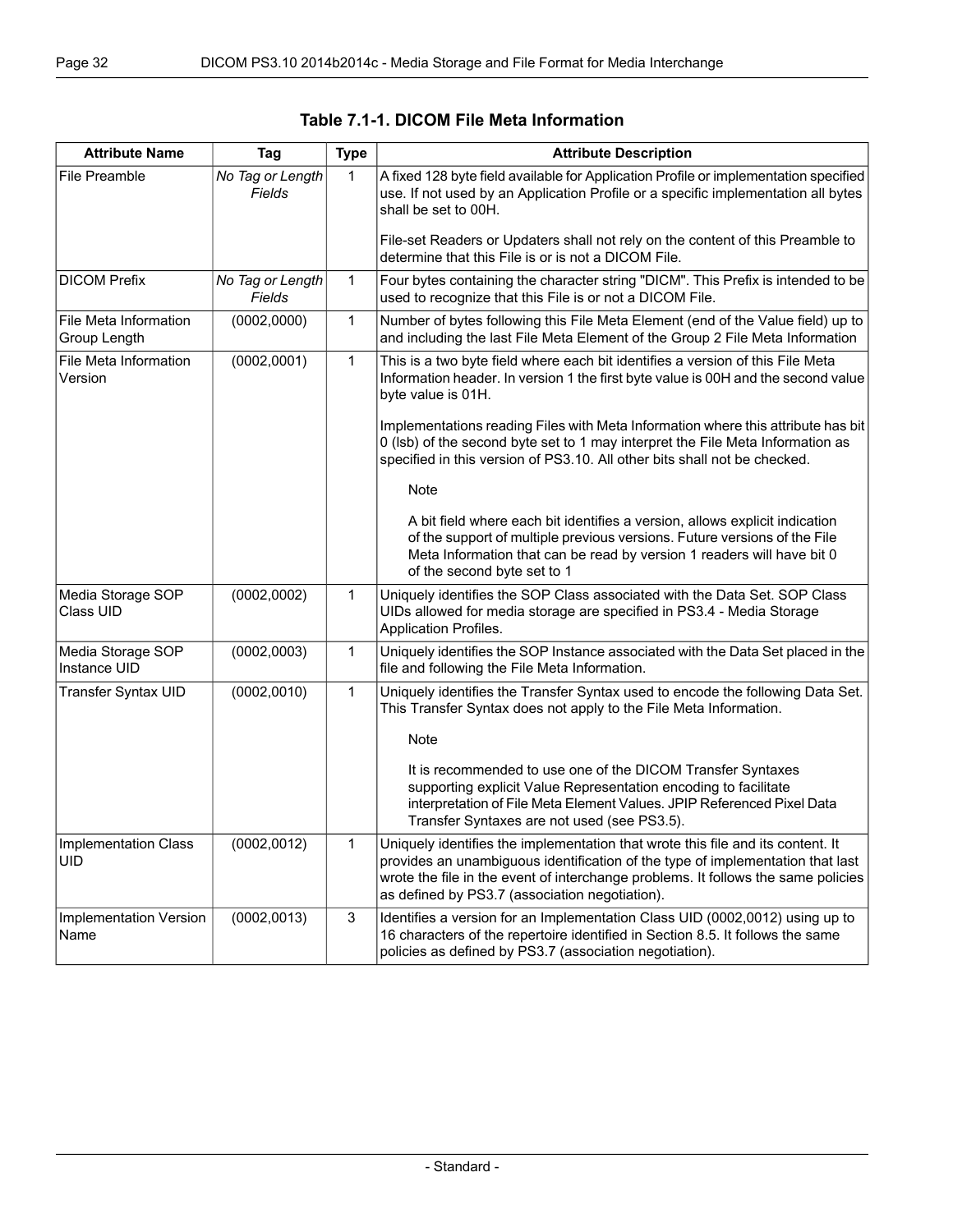**Table 7.1-1. DICOM File Meta Information**

| Attribute Name | Tag | Type | Attribute Description |
|---|---|---|---|
| File Preamble | *No Tag or Length Fields* | 1 | A fixed 128 byte field available for Application Profile or implementation specified use. If not used by an Application Profile or a specific implementation all bytes shall be set to 00H.<br><br>File-set Readers or Updaters shall not rely on the content of this Preamble to determine that this File is or is not a DICOM File. |
| DICOM Prefix | *No Tag or Length Fields* | 1 | Four bytes containing the character string "DICM". This Prefix is intended to be used to recognize that this File is or not a DICOM File. |
| File Meta Information Group Length | (0002,0000) | 1 | Number of bytes following this File Meta Element (end of the Value field) up to and including the last File Meta Element of the Group 2 File Meta Information |
| File Meta Information Version | (0002,0001) | 1 | This is a two byte field where each bit identifies a version of this File Meta Information header. In version 1 the first byte value is 00H and the second value byte value is 01H.<br><br>Implementations reading Files with Meta Information where this attribute has bit 0 (lsb) of the second byte set to 1 may interpret the File Meta Information as specified in this version of PS3.10. All other bits shall not be checked.<br><br>Note<br><br>A bit field where each bit identifies a version, allows explicit indication of the support of multiple previous versions. Future versions of the File Meta Information that can be read by version 1 readers will have bit 0 of the second byte set to 1 |
| Media Storage SOP Class UID | (0002,0002) | 1 | Uniquely identifies the SOP Class associated with the Data Set. SOP Class UIDs allowed for media storage are specified in PS3.4 - Media Storage Application Profiles. |
| Media Storage SOP Instance UID | (0002,0003) | 1 | Uniquely identifies the SOP Instance associated with the Data Set placed in the file and following the File Meta Information. |
| Transfer Syntax UID | (0002,0010) | 1 | Uniquely identifies the Transfer Syntax used to encode the following Data Set. This Transfer Syntax does not apply to the File Meta Information.<br><br>Note<br><br>It is recommended to use one of the DICOM Transfer Syntaxes supporting explicit Value Representation encoding to facilitate interpretation of File Meta Element Values. JPIP Referenced Pixel Data Transfer Syntaxes are not used (see PS3.5). |
| Implementation Class UID | (0002,0012) | 1 | Uniquely identifies the implementation that wrote this file and its content. It provides an unambiguous identification of the type of implementation that last wrote the file in the event of interchange problems. It follows the same policies as defined by PS3.7 (association negotiation). |
| Implementation Version Name | (0002,0013) | 3 | Identifies a version for an Implementation Class UID (0002,0012) using up to 16 characters of the repertoire identified in Section 8.5. It follows the same policies as defined by PS3.7 (association negotiation). |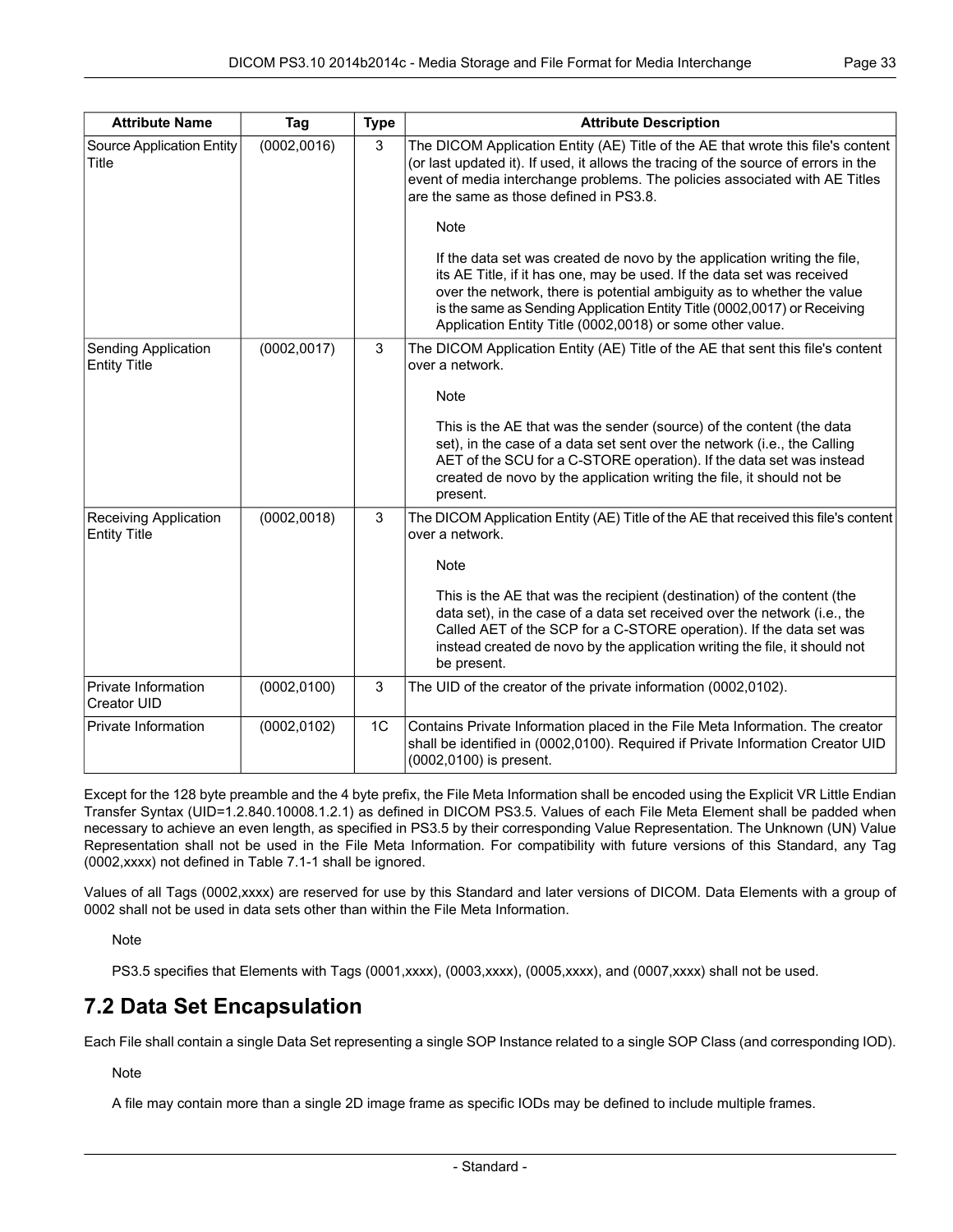| Attribute Name | Tag | Type | Attribute Description |
|---|---|---|---|
| Source Application Entity Title | (0002,0016) | 3 | The DICOM Application Entity (AE) Title of the AE that wrote this file's content (or last updated it). If used, it allows the tracing of the source of errors in the event of media interchange problems. The policies associated with AE Titles are the same as those defined in PS3.8.<br><br>Note<br><br>If the data set was created de novo by the application writing the file, its AE Title, if it has one, may be used. If the data set was received over the network, there is potential ambiguity as to whether the value is the same as Sending Application Entity Title (0002,0017) or Receiving Application Entity Title (0002,0018) or some other value. |
| Sending Application Entity Title | (0002,0017) | 3 | The DICOM Application Entity (AE) Title of the AE that sent this file's content over a network.<br><br>Note<br><br>This is the AE that was the sender (source) of the content (the data set), in the case of a data set sent over the network (i.e., the Calling AET of the SCU for a C-STORE operation). If the data set was instead created de novo by the application writing the file, it should not be present. |
| Receiving Application Entity Title | (0002,0018) | 3 | The DICOM Application Entity (AE) Title of the AE that received this file's content over a network.<br><br>Note<br><br>This is the AE that was the recipient (destination) of the content (the data set), in the case of a data set received over the network (i.e., the Called AET of the SCP for a C-STORE operation). If the data set was instead created de novo by the application writing the file, it should not be present. |
| Private Information Creator UID | (0002,0100) | 3 | The UID of the creator of the private information (0002,0102). |
| Private Information | (0002,0102) | 1C | Contains Private Information placed in the File Meta Information. The creator shall be identified in (0002,0100). Required if Private Information Creator UID (0002,0100) is present. |

Except for the 128 byte preamble and the 4 byte prefix, the File Meta Information shall be encoded using the Explicit VR Little Endian Transfer Syntax (UID=1.2.840.10008.1.2.1) as defined in DICOM PS3.5. Values of each File Meta Element shall be padded when necessary to achieve an even length, as specified in PS3.5 by their corresponding Value Representation. The Unknown (UN) Value Representation shall not be used in the File Meta Information. For compatibility with future versions of this Standard, any Tag (0002,xxxx) not defined in Table 7.1-1 shall be ignored.

Values of all Tags (0002,xxxx) are reserved for use by this Standard and later versions of DICOM. Data Elements with a group of 0002 shall not be used in data sets other than within the File Meta Information.

Note

PS3.5 specifies that Elements with Tags (0001,xxxx), (0003,xxxx), (0005,xxxx), and (0007,xxxx) shall not be used.

## 7.2 Data Set Encapsulation

Each File shall contain a single Data Set representing a single SOP Instance related to a single SOP Class (and corresponding IOD).

Note

A file may contain more than a single 2D image frame as specific IODs may be defined to include multiple frames.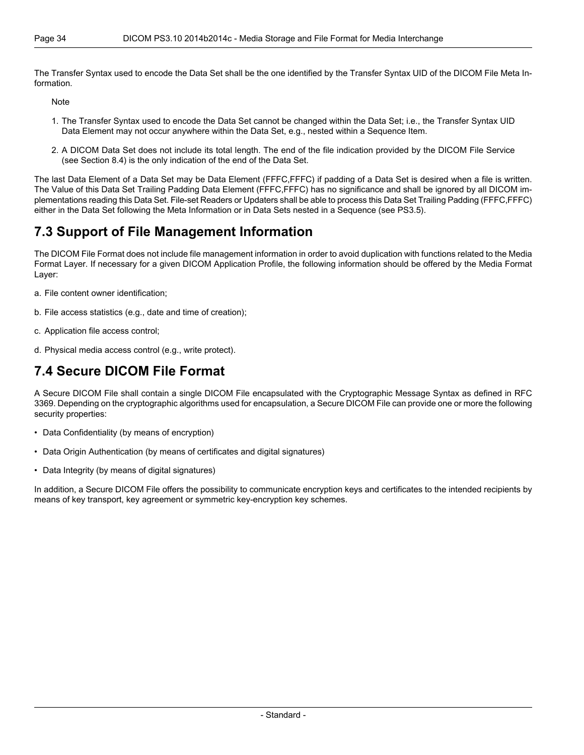The Transfer Syntax used to encode the Data Set shall be the one identified by the Transfer Syntax UID of the DICOM File Meta Information.

Note

1. The Transfer Syntax used to encode the Data Set cannot be changed within the Data Set; i.e., the Transfer Syntax UID Data Element may not occur anywhere within the Data Set, e.g., nested within a Sequence Item.
2. A DICOM Data Set does not include its total length. The end of the file indication provided by the DICOM File Service (see Section 8.4) is the only indication of the end of the Data Set.

The last Data Element of a Data Set may be Data Element (FFFC,FFFC) if padding of a Data Set is desired when a file is written. The Value of this Data Set Trailing Padding Data Element (FFFC,FFFC) has no significance and shall be ignored by all DICOM implementations reading this Data Set. File-set Readers or Updaters shall be able to process this Data Set Trailing Padding (FFFC,FFFC) either in the Data Set following the Meta Information or in Data Sets nested in a Sequence (see PS3.5).

## 7.3 Support of File Management Information

The DICOM File Format does not include file management information in order to avoid duplication with functions related to the Media Format Layer. If necessary for a given DICOM Application Profile, the following information should be offered by the Media Format Layer:

a. File content owner identification;

b. File access statistics (e.g., date and time of creation);

c. Application file access control;

d. Physical media access control (e.g., write protect).

## 7.4 Secure DICOM File Format

A Secure DICOM File shall contain a single DICOM File encapsulated with the Cryptographic Message Syntax as defined in RFC 3369. Depending on the cryptographic algorithms used for encapsulation, a Secure DICOM File can provide one or more the following security properties:

- Data Confidentiality (by means of encryption)
- Data Origin Authentication (by means of certificates and digital signatures)
- Data Integrity (by means of digital signatures)

In addition, a Secure DICOM File offers the possibility to communicate encryption keys and certificates to the intended recipients by means of key transport, key agreement or symmetric key-encryption key schemes.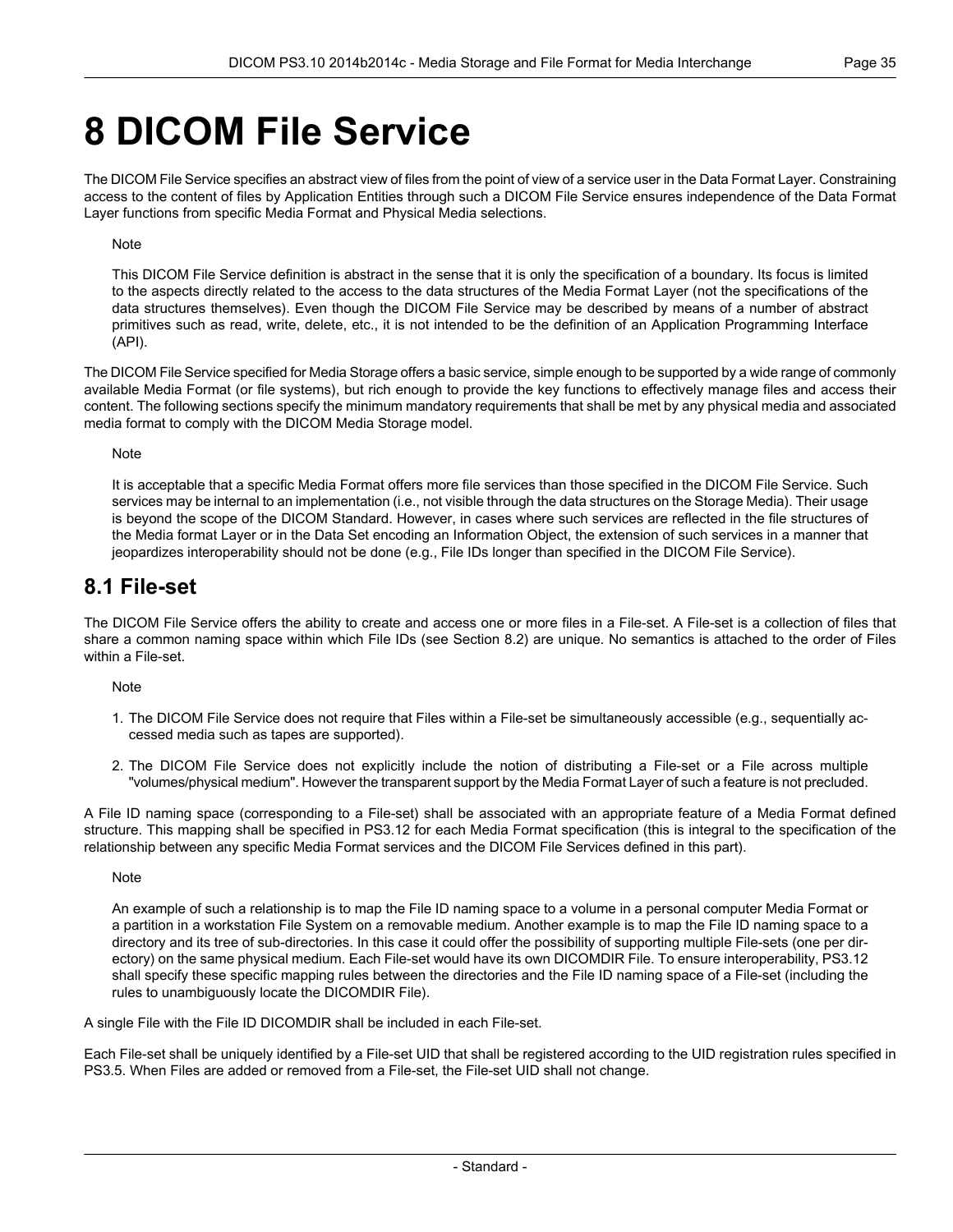# 8 DICOM File Service

The DICOM File Service specifies an abstract view of files from the point of view of a service user in the Data Format Layer. Constraining access to the content of files by Application Entities through such a DICOM File Service ensures independence of the Data Format Layer functions from specific Media Format and Physical Media selections.

Note

This DICOM File Service definition is abstract in the sense that it is only the specification of a boundary. Its focus is limited to the aspects directly related to the access to the data structures of the Media Format Layer (not the specifications of the data structures themselves). Even though the DICOM File Service may be described by means of a number of abstract primitives such as read, write, delete, etc., it is not intended to be the definition of an Application Programming Interface (API).

The DICOM File Service specified for Media Storage offers a basic service, simple enough to be supported by a wide range of commonly available Media Format (or file systems), but rich enough to provide the key functions to effectively manage files and access their content. The following sections specify the minimum mandatory requirements that shall be met by any physical media and associated media format to comply with the DICOM Media Storage model.

Note

It is acceptable that a specific Media Format offers more file services than those specified in the DICOM File Service. Such services may be internal to an implementation (i.e., not visible through the data structures on the Storage Media). Their usage is beyond the scope of the DICOM Standard. However, in cases where such services are reflected in the file structures of the Media format Layer or in the Data Set encoding an Information Object, the extension of such services in a manner that jeopardizes interoperability should not be done (e.g., File IDs longer than specified in the DICOM File Service).

## 8.1 File-set

The DICOM File Service offers the ability to create and access one or more files in a File-set. A File-set is a collection of files that share a common naming space within which File IDs (see Section 8.2) are unique. No semantics is attached to the order of Files within a File-set.

Note

1. The DICOM File Service does not require that Files within a File-set be simultaneously accessible (e.g., sequentially accessed media such as tapes are supported).
2. The DICOM File Service does not explicitly include the notion of distributing a File-set or a File across multiple "volumes/physical medium". However the transparent support by the Media Format Layer of such a feature is not precluded.

A File ID naming space (corresponding to a File-set) shall be associated with an appropriate feature of a Media Format defined structure. This mapping shall be specified in PS3.12 for each Media Format specification (this is integral to the specification of the relationship between any specific Media Format services and the DICOM File Services defined in this part).

Note

An example of such a relationship is to map the File ID naming space to a volume in a personal computer Media Format or a partition in a workstation File System on a removable medium. Another example is to map the File ID naming space to a directory and its tree of sub-directories. In this case it could offer the possibility of supporting multiple File-sets (one per directory) on the same physical medium. Each File-set would have its own DICOMDIR File. To ensure interoperability, PS3.12 shall specify these specific mapping rules between the directories and the File ID naming space of a File-set (including the rules to unambiguously locate the DICOMDIR File).

A single File with the File ID DICOMDIR shall be included in each File-set.

Each File-set shall be uniquely identified by a File-set UID that shall be registered according to the UID registration rules specified in PS3.5. When Files are added or removed from a File-set, the File-set UID shall not change.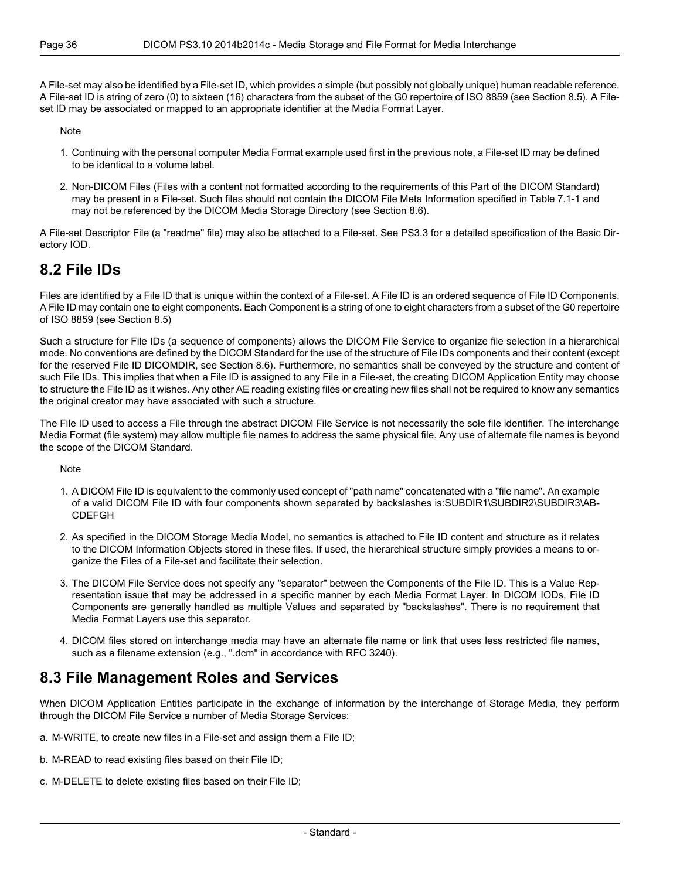A File-set may also be identified by a File-set ID, which provides a simple (but possibly not globally unique) human readable reference. A File-set ID is string of zero (0) to sixteen (16) characters from the subset of the G0 repertoire of ISO 8859 (see Section 8.5). A File-set ID may be associated or mapped to an appropriate identifier at the Media Format Layer.

Note

1. Continuing with the personal computer Media Format example used first in the previous note, a File-set ID may be defined to be identical to a volume label.
2. Non-DICOM Files (Files with a content not formatted according to the requirements of this Part of the DICOM Standard) may be present in a File-set. Such files should not contain the DICOM File Meta Information specified in Table 7.1-1 and may not be referenced by the DICOM Media Storage Directory (see Section 8.6).

A File-set Descriptor File (a "readme" file) may also be attached to a File-set. See PS3.3 for a detailed specification of the Basic Directory IOD.

## 8.2 File IDs

Files are identified by a File ID that is unique within the context of a File-set. A File ID is an ordered sequence of File ID Components. A File ID may contain one to eight components. Each Component is a string of one to eight characters from a subset of the G0 repertoire of ISO 8859 (see Section 8.5)

Such a structure for File IDs (a sequence of components) allows the DICOM File Service to organize file selection in a hierarchical mode. No conventions are defined by the DICOM Standard for the use of the structure of File IDs components and their content (except for the reserved File ID DICOMDIR, see Section 8.6). Furthermore, no semantics shall be conveyed by the structure and content of such File IDs. This implies that when a File ID is assigned to any File in a File-set, the creating DICOM Application Entity may choose to structure the File ID as it wishes. Any other AE reading existing files or creating new files shall not be required to know any semantics the original creator may have associated with such a structure.

The File ID used to access a File through the abstract DICOM File Service is not necessarily the sole file identifier. The interchange Media Format (file system) may allow multiple file names to address the same physical file. Any use of alternate file names is beyond the scope of the DICOM Standard.

Note

1. A DICOM File ID is equivalent to the commonly used concept of "path name" concatenated with a "file name". An example of a valid DICOM File ID with four components shown separated by backslashes is:SUBDIR1\SUBDIR2\SUBDIR3\ABCDEFGH
2. As specified in the DICOM Storage Media Model, no semantics is attached to File ID content and structure as it relates to the DICOM Information Objects stored in these files. If used, the hierarchical structure simply provides a means to organize the Files of a File-set and facilitate their selection.
3. The DICOM File Service does not specify any "separator" between the Components of the File ID. This is a Value Representation issue that may be addressed in a specific manner by each Media Format Layer. In DICOM IODs, File ID Components are generally handled as multiple Values and separated by "backslashes". There is no requirement that Media Format Layers use this separator.
4. DICOM files stored on interchange media may have an alternate file name or link that uses less restricted file names, such as a filename extension (e.g., ".dcm" in accordance with RFC 3240).

## 8.3 File Management Roles and Services

When DICOM Application Entities participate in the exchange of information by the interchange of Storage Media, they perform through the DICOM File Service a number of Media Storage Services:

a. M-WRITE, to create new files in a File-set and assign them a File ID;

b. M-READ to read existing files based on their File ID;

c. M-DELETE to delete existing files based on their File ID;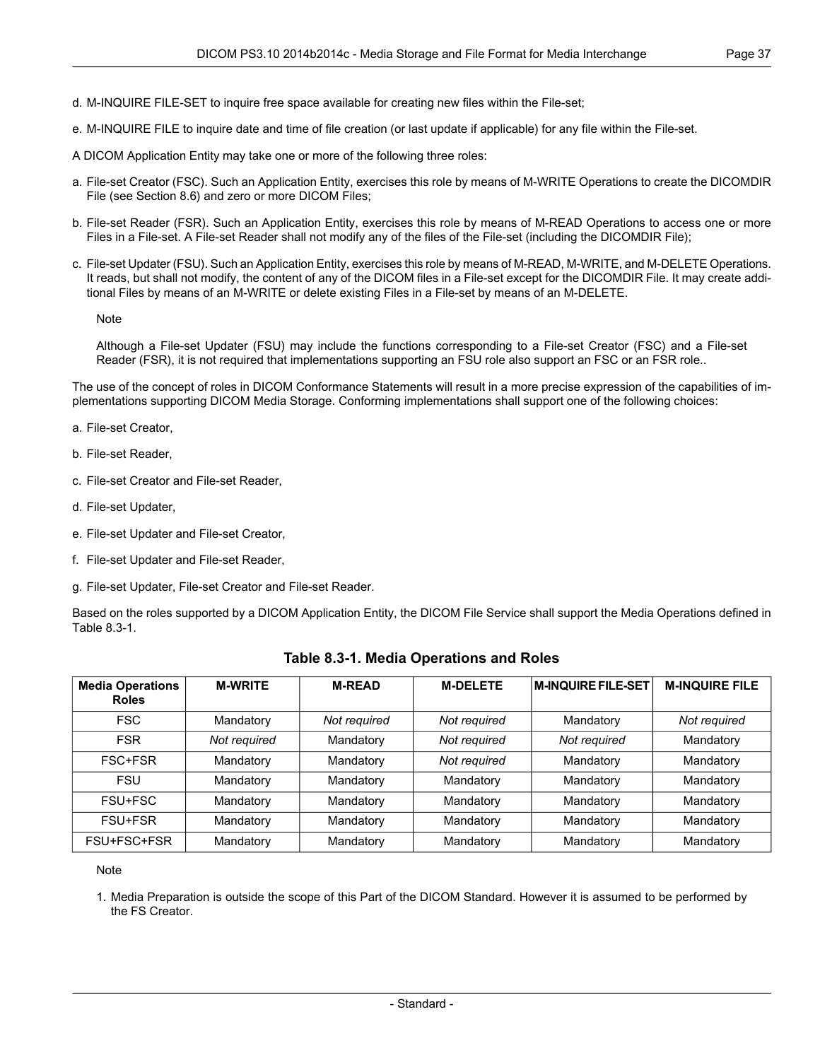d. M-INQUIRE FILE-SET to inquire free space available for creating new files within the File-set;

e. M-INQUIRE FILE to inquire date and time of file creation (or last update if applicable) for any file within the File-set.

A DICOM Application Entity may take one or more of the following three roles:

a. File-set Creator (FSC). Such an Application Entity, exercises this role by means of M-WRITE Operations to create the DICOMDIR File (see Section 8.6) and zero or more DICOM Files;

b. File-set Reader (FSR). Such an Application Entity, exercises this role by means of M-READ Operations to access one or more Files in a File-set. A File-set Reader shall not modify any of the files of the File-set (including the DICOMDIR File);

c. File-set Updater (FSU). Such an Application Entity, exercises this role by means of M-READ, M-WRITE, and M-DELETE Operations. It reads, but shall not modify, the content of any of the DICOM files in a File-set except for the DICOMDIR File. It may create additional Files by means of an M-WRITE or delete existing Files in a File-set by means of an M-DELETE.

   Note

   Although a File-set Updater (FSU) may include the functions corresponding to a File-set Creator (FSC) and a File-set Reader (FSR), it is not required that implementations supporting an FSU role also support an FSC or an FSR role..

The use of the concept of roles in DICOM Conformance Statements will result in a more precise expression of the capabilities of implementations supporting DICOM Media Storage. Conforming implementations shall support one of the following choices:

a. File-set Creator,

b. File-set Reader,

c. File-set Creator and File-set Reader,

d. File-set Updater,

e. File-set Updater and File-set Creator,

f. File-set Updater and File-set Reader,

g. File-set Updater, File-set Creator and File-set Reader.

Based on the roles supported by a DICOM Application Entity, the DICOM File Service shall support the Media Operations defined in Table 8.3-1.

**Table 8.3-1. Media Operations and Roles**

| Media Operations Roles | M-WRITE | M-READ | M-DELETE | M-INQUIRE FILE-SET | M-INQUIRE FILE |
|---|---|---|---|---|---|
| FSC | Mandatory | *Not required* | *Not required* | Mandatory | *Not required* |
| FSR | *Not required* | Mandatory | *Not required* | *Not required* | Mandatory |
| FSC+FSR | Mandatory | Mandatory | *Not required* | Mandatory | Mandatory |
| FSU | Mandatory | Mandatory | Mandatory | Mandatory | Mandatory |
| FSU+FSC | Mandatory | Mandatory | Mandatory | Mandatory | Mandatory |
| FSU+FSR | Mandatory | Mandatory | Mandatory | Mandatory | Mandatory |
| FSU+FSC+FSR | Mandatory | Mandatory | Mandatory | Mandatory | Mandatory |

Note

1. Media Preparation is outside the scope of this Part of the DICOM Standard. However it is assumed to be performed by the FS Creator.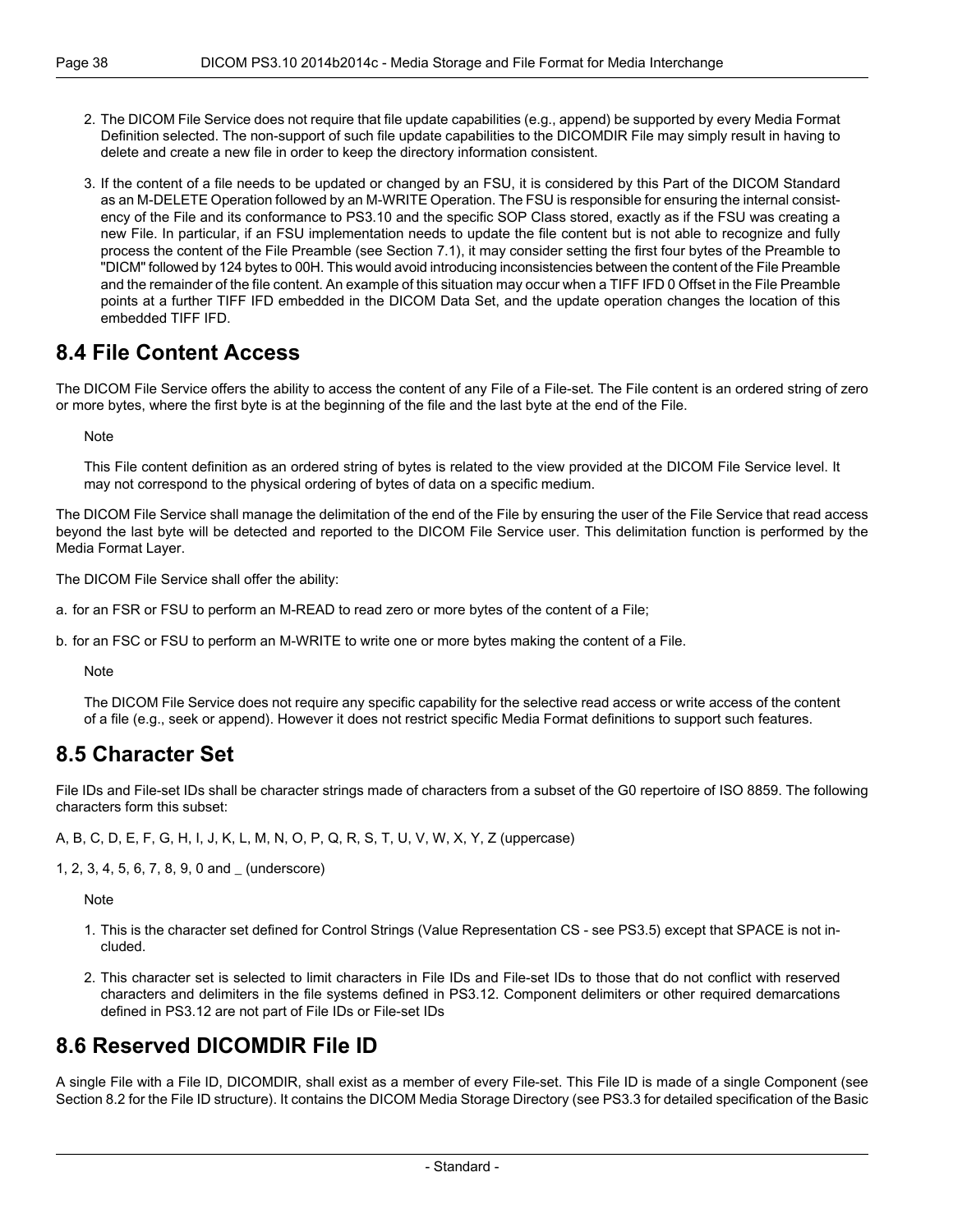2. The DICOM File Service does not require that file update capabilities (e.g., append) be supported by every Media Format Definition selected. The non-support of such file update capabilities to the DICOMDIR File may simply result in having to delete and create a new file in order to keep the directory information consistent.

3. If the content of a file needs to be updated or changed by an FSU, it is considered by this Part of the DICOM Standard as an M-DELETE Operation followed by an M-WRITE Operation. The FSU is responsible for ensuring the internal consistency of the File and its conformance to PS3.10 and the specific SOP Class stored, exactly as if the FSU was creating a new File. In particular, if an FSU implementation needs to update the file content but is not able to recognize and fully process the content of the File Preamble (see Section 7.1), it may consider setting the first four bytes of the Preamble to "DICM" followed by 124 bytes to 00H. This would avoid introducing inconsistencies between the content of the File Preamble and the remainder of the file content. An example of this situation may occur when a TIFF IFD 0 Offset in the File Preamble points at a further TIFF IFD embedded in the DICOM Data Set, and the update operation changes the location of this embedded TIFF IFD.

## 8.4 File Content Access

The DICOM File Service offers the ability to access the content of any File of a File-set. The File content is an ordered string of zero or more bytes, where the first byte is at the beginning of the file and the last byte at the end of the File.

Note

This File content definition as an ordered string of bytes is related to the view provided at the DICOM File Service level. It may not correspond to the physical ordering of bytes of data on a specific medium.

The DICOM File Service shall manage the delimitation of the end of the File by ensuring the user of the File Service that read access beyond the last byte will be detected and reported to the DICOM File Service user. This delimitation function is performed by the Media Format Layer.

The DICOM File Service shall offer the ability:

a. for an FSR or FSU to perform an M-READ to read zero or more bytes of the content of a File;

b. for an FSC or FSU to perform an M-WRITE to write one or more bytes making the content of a File.

Note

The DICOM File Service does not require any specific capability for the selective read access or write access of the content of a file (e.g., seek or append). However it does not restrict specific Media Format definitions to support such features.

## 8.5 Character Set

File IDs and File-set IDs shall be character strings made of characters from a subset of the G0 repertoire of ISO 8859. The following characters form this subset:

A, B, C, D, E, F, G, H, I, J, K, L, M, N, O, P, Q, R, S, T, U, V, W, X, Y, Z (uppercase)

1, 2, 3, 4, 5, 6, 7, 8, 9, 0 and _ (underscore)

Note

1. This is the character set defined for Control Strings (Value Representation CS - see PS3.5) except that SPACE is not included.

2. This character set is selected to limit characters in File IDs and File-set IDs to those that do not conflict with reserved characters and delimiters in the file systems defined in PS3.12. Component delimiters or other required demarcations defined in PS3.12 are not part of File IDs or File-set IDs

## 8.6 Reserved DICOMDIR File ID

A single File with a File ID, DICOMDIR, shall exist as a member of every File-set. This File ID is made of a single Component (see Section 8.2 for the File ID structure). It contains the DICOM Media Storage Directory (see PS3.3 for detailed specification of the Basic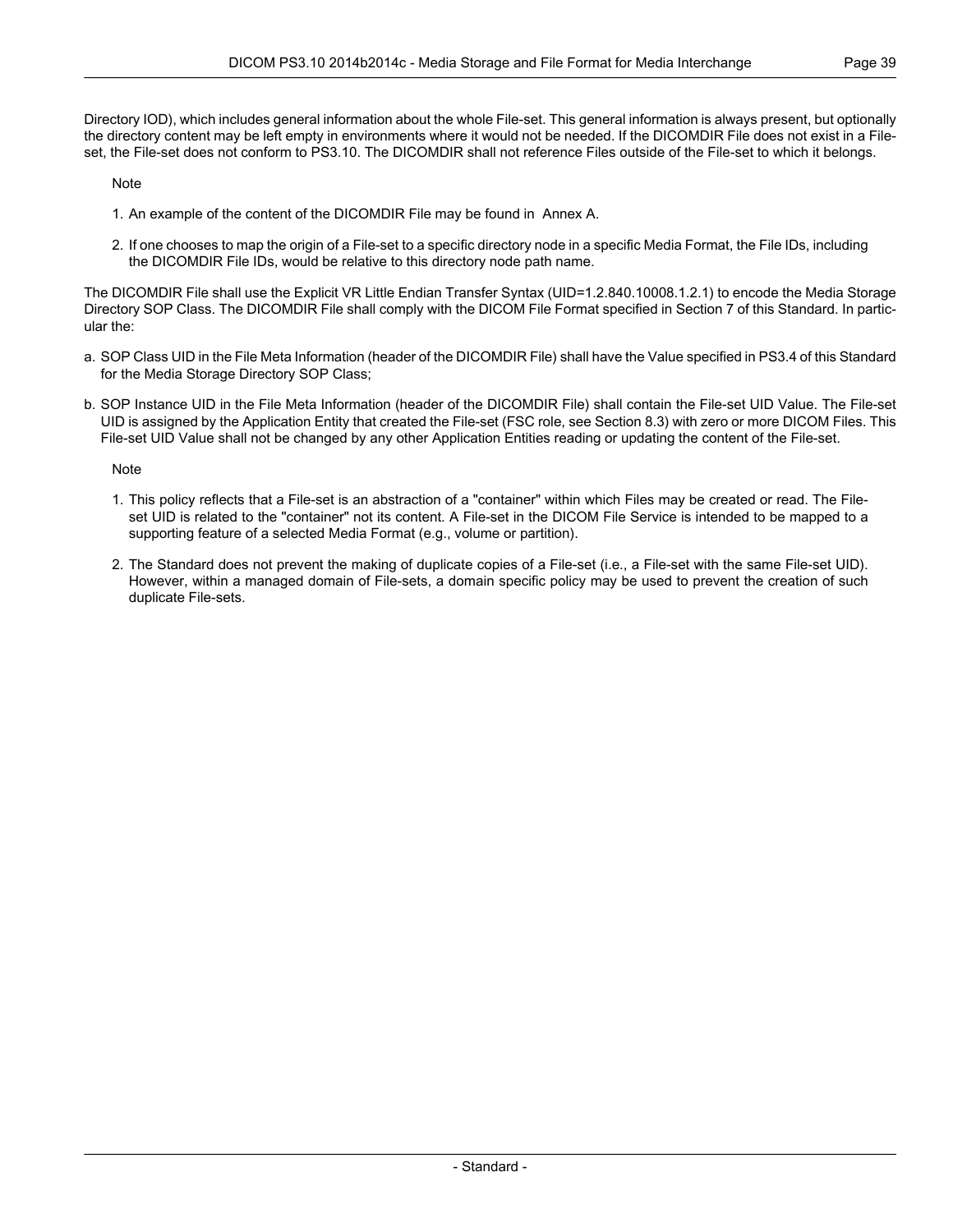Directory IOD), which includes general information about the whole File-set. This general information is always present, but optionally the directory content may be left empty in environments where it would not be needed. If the DICOMDIR File does not exist in a File-set, the File-set does not conform to PS3.10. The DICOMDIR shall not reference Files outside of the File-set to which it belongs.

Note

1. An example of the content of the DICOMDIR File may be found in Annex A.
2. If one chooses to map the origin of a File-set to a specific directory node in a specific Media Format, the File IDs, including the DICOMDIR File IDs, would be relative to this directory node path name.

The DICOMDIR File shall use the Explicit VR Little Endian Transfer Syntax (UID=1.2.840.10008.1.2.1) to encode the Media Storage Directory SOP Class. The DICOMDIR File shall comply with the DICOM File Format specified in Section 7 of this Standard. In particular the:

a. SOP Class UID in the File Meta Information (header of the DICOMDIR File) shall have the Value specified in PS3.4 of this Standard for the Media Storage Directory SOP Class;

b. SOP Instance UID in the File Meta Information (header of the DICOMDIR File) shall contain the File-set UID Value. The File-set UID is assigned by the Application Entity that created the File-set (FSC role, see Section 8.3) with zero or more DICOM Files. This File-set UID Value shall not be changed by any other Application Entities reading or updating the content of the File-set.

Note

1. This policy reflects that a File-set is an abstraction of a "container" within which Files may be created or read. The File-set UID is related to the "container" not its content. A File-set in the DICOM File Service is intended to be mapped to a supporting feature of a selected Media Format (e.g., volume or partition).
2. The Standard does not prevent the making of duplicate copies of a File-set (i.e., a File-set with the same File-set UID). However, within a managed domain of File-sets, a domain specific policy may be used to prevent the creation of such duplicate File-sets.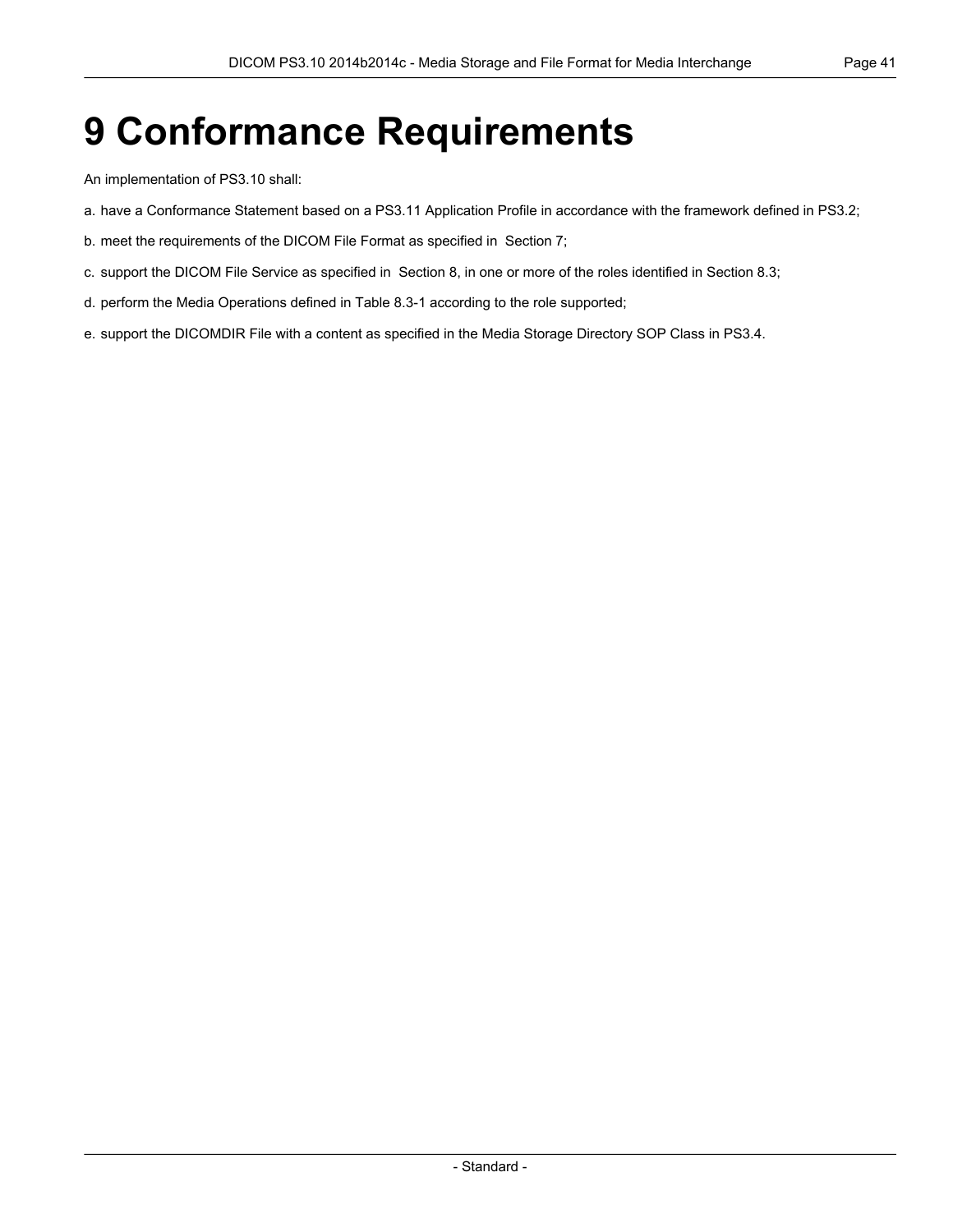# 9 Conformance Requirements

An implementation of PS3.10 shall:

a. have a Conformance Statement based on a PS3.11 Application Profile in accordance with the framework defined in PS3.2;

b. meet the requirements of the DICOM File Format as specified in Section 7;

c. support the DICOM File Service as specified in Section 8, in one or more of the roles identified in Section 8.3;

d. perform the Media Operations defined in Table 8.3-1 according to the role supported;

e. support the DICOMDIR File with a content as specified in the Media Storage Directory SOP Class in PS3.4.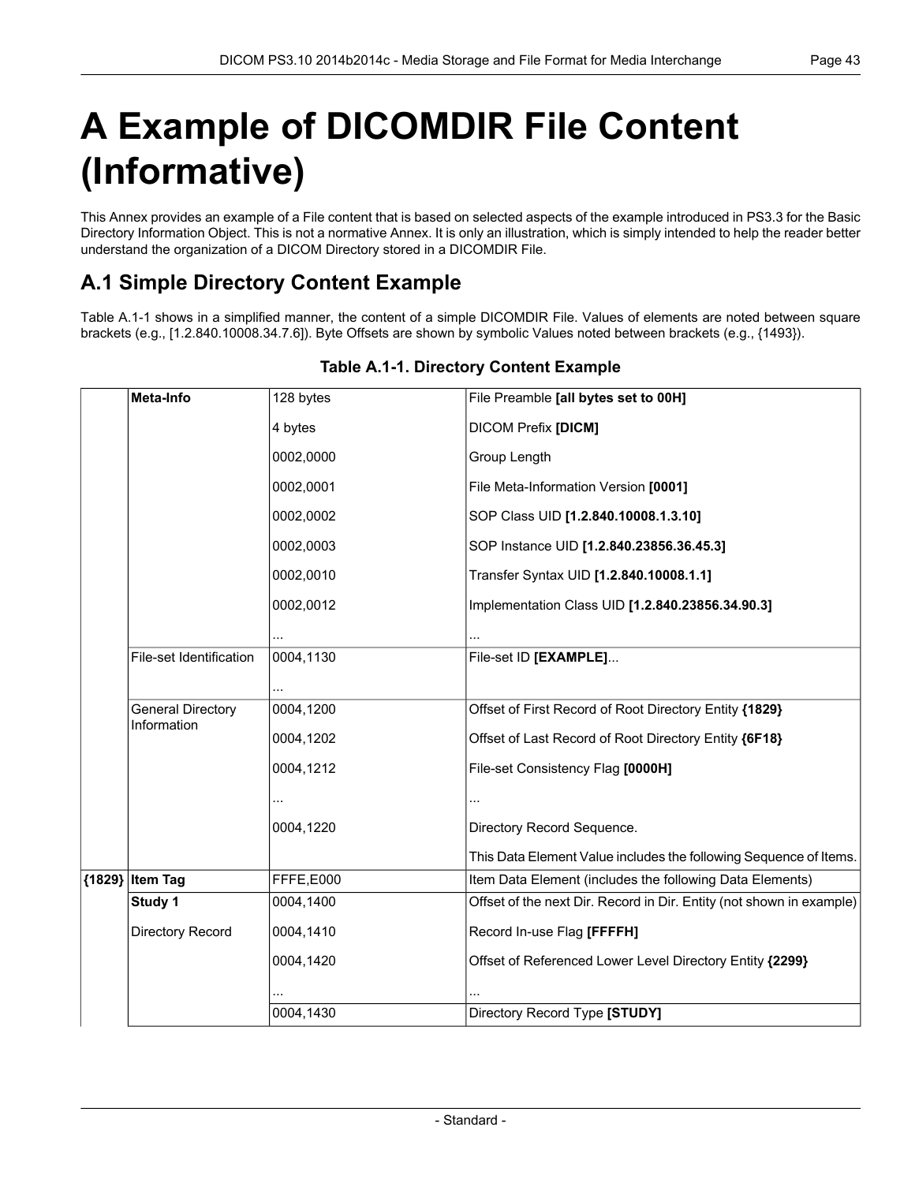# A Example of DICOMDIR File Content (Informative)

This Annex provides an example of a File content that is based on selected aspects of the example introduced in PS3.3 for the Basic Directory Information Object. This is not a normative Annex. It is only an illustration, which is simply intended to help the reader better understand the organization of a DICOM Directory stored in a DICOMDIR File.

## A.1 Simple Directory Content Example

Table A.1-1 shows in a simplified manner, the content of a simple DICOMDIR File. Values of elements are noted between square brackets (e.g., [1.2.840.10008.34.7.6]). Byte Offsets are shown by symbolic Values noted between brackets (e.g., {1493}).

**Table A.1-1. Directory Content Example**

| | | | |
|---|---|---|---|
| | **Meta-Info** | 128 bytes | File Preamble **[all bytes set to 00H]** |
| | | 4 bytes | DICOM Prefix **[DICM]** |
| | | 0002,0000 | Group Length |
| | | 0002,0001 | File Meta-Information Version **[0001]** |
| | | 0002,0002 | SOP Class UID **[1.2.840.10008.1.3.10]** |
| | | 0002,0003 | SOP Instance UID **[1.2.840.23856.36.45.3]** |
| | | 0002,0010 | Transfer Syntax UID **[1.2.840.10008.1.1]** |
| | | 0002,0012 | Implementation Class UID **[1.2.840.23856.34.90.3]** |
| | | ... | ... |
| | File-set Identification | 0004,1130 | File-set ID **[EXAMPLE]**... |
| | | ... | |
| | General Directory Information | 0004,1200 | Offset of First Record of Root Directory Entity **{1829}** |
| | | 0004,1202 | Offset of Last Record of Root Directory Entity **{6F18}** |
| | | 0004,1212 | File-set Consistency Flag **[0000H]** |
| | | ... | ... |
| | | 0004,1220 | Directory Record Sequence. |
| | | | This Data Element Value includes the following Sequence of Items. |
| **{1829}** | **Item Tag** | FFFE,E000 | Item Data Element (includes the following Data Elements) |
| | **Study 1** | 0004,1400 | Offset of the next Dir. Record in Dir. Entity (not shown in example) |
| | Directory Record | 0004,1410 | Record In-use Flag **[FFFFH]** |
| | | 0004,1420 | Offset of Referenced Lower Level Directory Entity **{2299}** |
| | | ... | ... |
| | | 0004,1430 | Directory Record Type **[STUDY]** |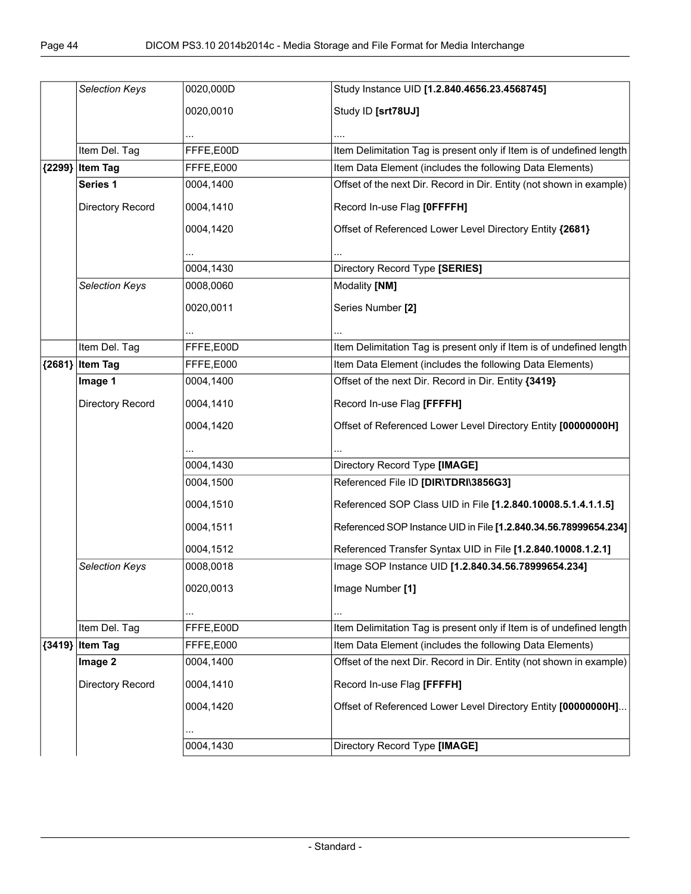| | | | |
|---|---|---|---|
| | *Selection Keys* | 0020,000D | Study Instance UID **[1.2.840.4656.23.4568745]** |
| | | 0020,0010 | Study ID **[srt78UJ]** |
| | | ... | .... |
| | Item Del. Tag | FFFE,E00D | Item Delimitation Tag is present only if Item is of undefined length |
| **{2299}** | **Item Tag** | FFFE,E000 | Item Data Element (includes the following Data Elements) |
| | **Series 1** | 0004,1400 | Offset of the next Dir. Record in Dir. Entity (not shown in example) |
| | Directory Record | 0004,1410 | Record In-use Flag **[0FFFFH]** |
| | | 0004,1420 | Offset of Referenced Lower Level Directory Entity **{2681}** |
| | | ... | ... |
| | | 0004,1430 | Directory Record Type **[SERIES]** |
| | *Selection Keys* | 0008,0060 | Modality **[NM]** |
| | | 0020,0011 | Series Number **[2]** |
| | | ... | ... |
| | Item Del. Tag | FFFE,E00D | Item Delimitation Tag is present only if Item is of undefined length |
| **{2681}** | **Item Tag** | FFFE,E000 | Item Data Element (includes the following Data Elements) |
| | **Image 1** | 0004,1400 | Offset of the next Dir. Record in Dir. Entity **{3419}** |
| | Directory Record | 0004,1410 | Record In-use Flag **[FFFFH]** |
| | | 0004,1420 | Offset of Referenced Lower Level Directory Entity **[00000000H]** |
| | | ... | ... |
| | | 0004,1430 | Directory Record Type **[IMAGE]** |
| | | 0004,1500 | Referenced File ID **[DIR\TDRI\3856G3]** |
| | | 0004,1510 | Referenced SOP Class UID in File **[1.2.840.10008.5.1.4.1.1.5]** |
| | | 0004,1511 | Referenced SOP Instance UID in File **[1.2.840.34.56.78999654.234]** |
| | | 0004,1512 | Referenced Transfer Syntax UID in File **[1.2.840.10008.1.2.1]** |
| | *Selection Keys* | 0008,0018 | Image SOP Instance UID **[1.2.840.34.56.78999654.234]** |
| | | 0020,0013 | Image Number **[1]** |
| | | ... | ... |
| | Item Del. Tag | FFFE,E00D | Item Delimitation Tag is present only if Item is of undefined length |
| **{3419}** | **Item Tag** | FFFE,E000 | Item Data Element (includes the following Data Elements) |
| | **Image 2** | 0004,1400 | Offset of the next Dir. Record in Dir. Entity (not shown in example) |
| | Directory Record | 0004,1410 | Record In-use Flag **[FFFFH]** |
| | | 0004,1420 | Offset of Referenced Lower Level Directory Entity **[00000000H]**... |
| | | ... | |
| | | 0004,1430 | Directory Record Type **[IMAGE]** |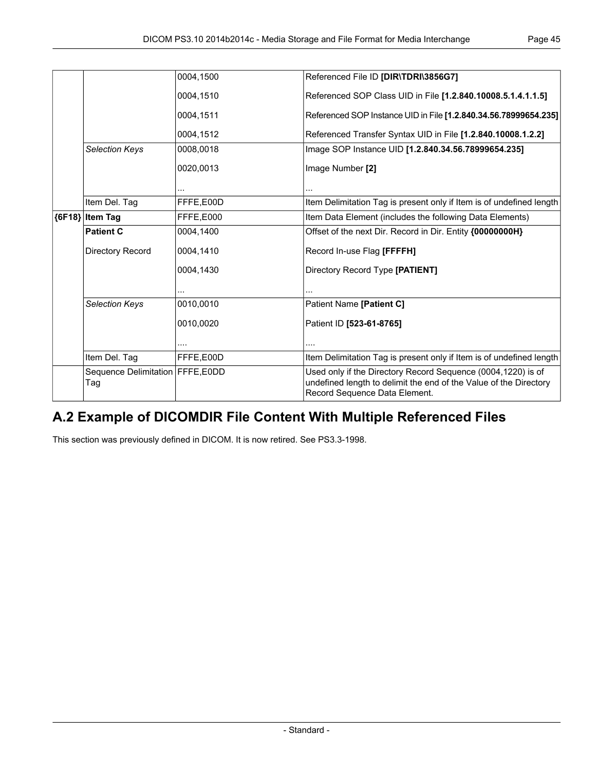| | | | |
|---|---|---|---|
| | | 0004,1500 | Referenced File ID **[DIR\TDRI\3856G7]** |
| | | 0004,1510 | Referenced SOP Class UID in File **[1.2.840.10008.5.1.4.1.1.5]** |
| | | 0004,1511 | Referenced SOP Instance UID in File **[1.2.840.34.56.78999654.235]** |
| | | 0004,1512 | Referenced Transfer Syntax UID in File **[1.2.840.10008.1.2.2]** |
| | *Selection Keys* | 0008,0018 | Image SOP Instance UID **[1.2.840.34.56.78999654.235]** |
| | | 0020,0013 | Image Number **[2]** |
| | | ... | ... |
| | Item Del. Tag | FFFE,E00D | Item Delimitation Tag is present only if Item is of undefined length |
| **{6F18}** | **Item Tag** | FFFE,E000 | Item Data Element (includes the following Data Elements) |
| | **Patient C** | 0004,1400 | Offset of the next Dir. Record in Dir. Entity **{00000000H}** |
| | Directory Record | 0004,1410 | Record In-use Flag **[FFFFH]** |
| | | 0004,1430 | Directory Record Type **[PATIENT]** |
| | | ... | ... |
| | *Selection Keys* | 0010,0010 | Patient Name **[Patient C]** |
| | | 0010,0020 | Patient ID **[523-61-8765]** |
| | | .... | .... |
| | Item Del. Tag | FFFE,E00D | Item Delimitation Tag is present only if Item is of undefined length |
| | Sequence Delimitation Tag | FFFE,E0DD | Used only if the Directory Record Sequence (0004,1220) is of undefined length to delimit the end of the Value of the Directory Record Sequence Data Element. |

## A.2 Example of DICOMDIR File Content With Multiple Referenced Files

This section was previously defined in DICOM. It is now retired. See PS3.3-1998.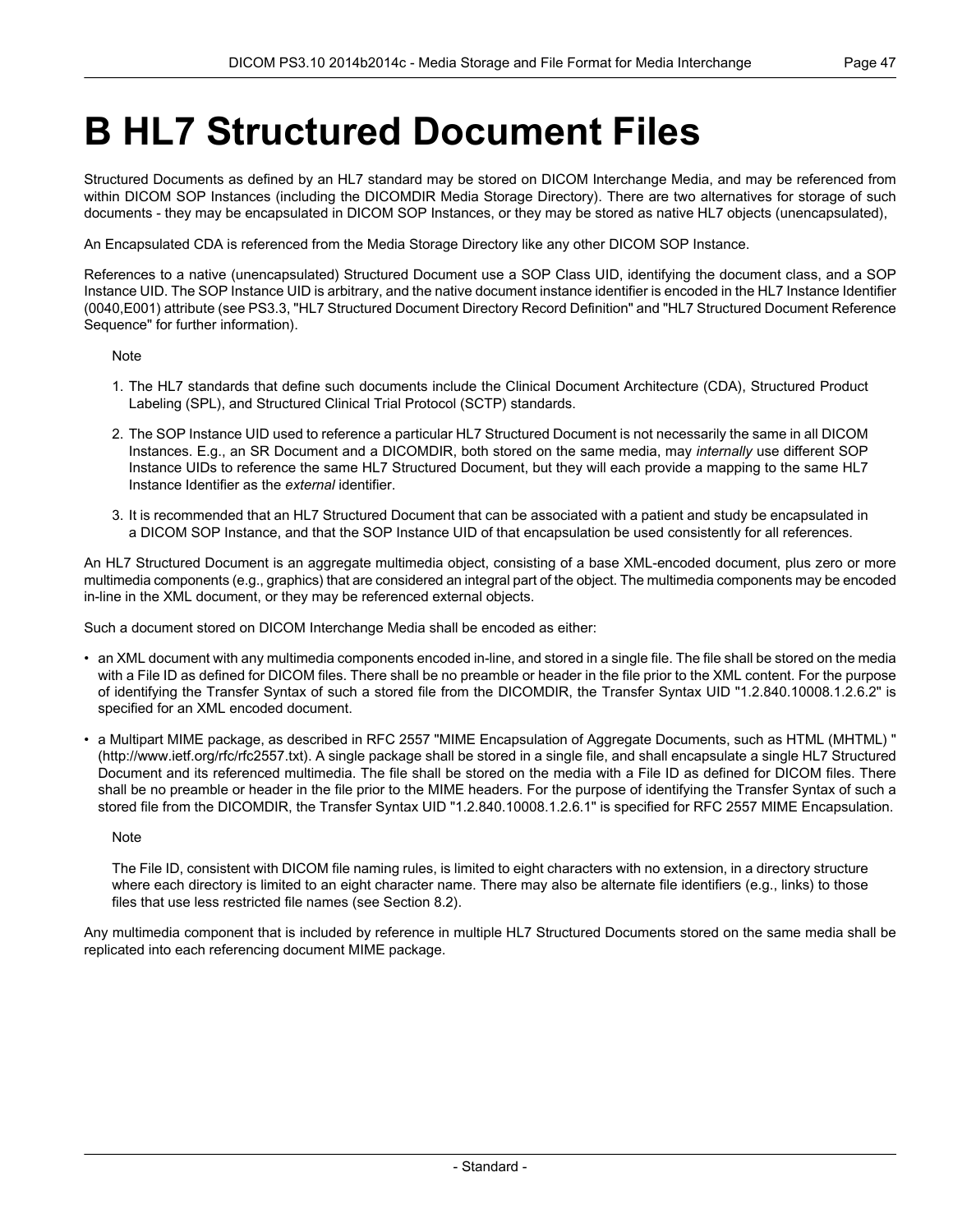# B HL7 Structured Document Files

Structured Documents as defined by an HL7 standard may be stored on DICOM Interchange Media, and may be referenced from within DICOM SOP Instances (including the DICOMDIR Media Storage Directory). There are two alternatives for storage of such documents - they may be encapsulated in DICOM SOP Instances, or they may be stored as native HL7 objects (unencapsulated),

An Encapsulated CDA is referenced from the Media Storage Directory like any other DICOM SOP Instance.

References to a native (unencapsulated) Structured Document use a SOP Class UID, identifying the document class, and a SOP Instance UID. The SOP Instance UID is arbitrary, and the native document instance identifier is encoded in the HL7 Instance Identifier (0040,E001) attribute (see PS3.3, "HL7 Structured Document Directory Record Definition" and "HL7 Structured Document Reference Sequence" for further information).

Note

1. The HL7 standards that define such documents include the Clinical Document Architecture (CDA), Structured Product Labeling (SPL), and Structured Clinical Trial Protocol (SCTP) standards.
2. The SOP Instance UID used to reference a particular HL7 Structured Document is not necessarily the same in all DICOM Instances. E.g., an SR Document and a DICOMDIR, both stored on the same media, may *internally* use different SOP Instance UIDs to reference the same HL7 Structured Document, but they will each provide a mapping to the same HL7 Instance Identifier as the *external* identifier.
3. It is recommended that an HL7 Structured Document that can be associated with a patient and study be encapsulated in a DICOM SOP Instance, and that the SOP Instance UID of that encapsulation be used consistently for all references.

An HL7 Structured Document is an aggregate multimedia object, consisting of a base XML-encoded document, plus zero or more multimedia components (e.g., graphics) that are considered an integral part of the object. The multimedia components may be encoded in-line in the XML document, or they may be referenced external objects.

Such a document stored on DICOM Interchange Media shall be encoded as either:

- an XML document with any multimedia components encoded in-line, and stored in a single file. The file shall be stored on the media with a File ID as defined for DICOM files. There shall be no preamble or header in the file prior to the XML content. For the purpose of identifying the Transfer Syntax of such a stored file from the DICOMDIR, the Transfer Syntax UID "1.2.840.10008.1.2.6.2" is specified for an XML encoded document.
- a Multipart MIME package, as described in RFC 2557 "MIME Encapsulation of Aggregate Documents, such as HTML (MHTML) " (http://www.ietf.org/rfc/rfc2557.txt). A single package shall be stored in a single file, and shall encapsulate a single HL7 Structured Document and its referenced multimedia. The file shall be stored on the media with a File ID as defined for DICOM files. There shall be no preamble or header in the file prior to the MIME headers. For the purpose of identifying the Transfer Syntax of such a stored file from the DICOMDIR, the Transfer Syntax UID "1.2.840.10008.1.2.6.1" is specified for RFC 2557 MIME Encapsulation.

Note

The File ID, consistent with DICOM file naming rules, is limited to eight characters with no extension, in a directory structure where each directory is limited to an eight character name. There may also be alternate file identifiers (e.g., links) to those files that use less restricted file names (see Section 8.2).

Any multimedia component that is included by reference in multiple HL7 Structured Documents stored on the same media shall be replicated into each referencing document MIME package.